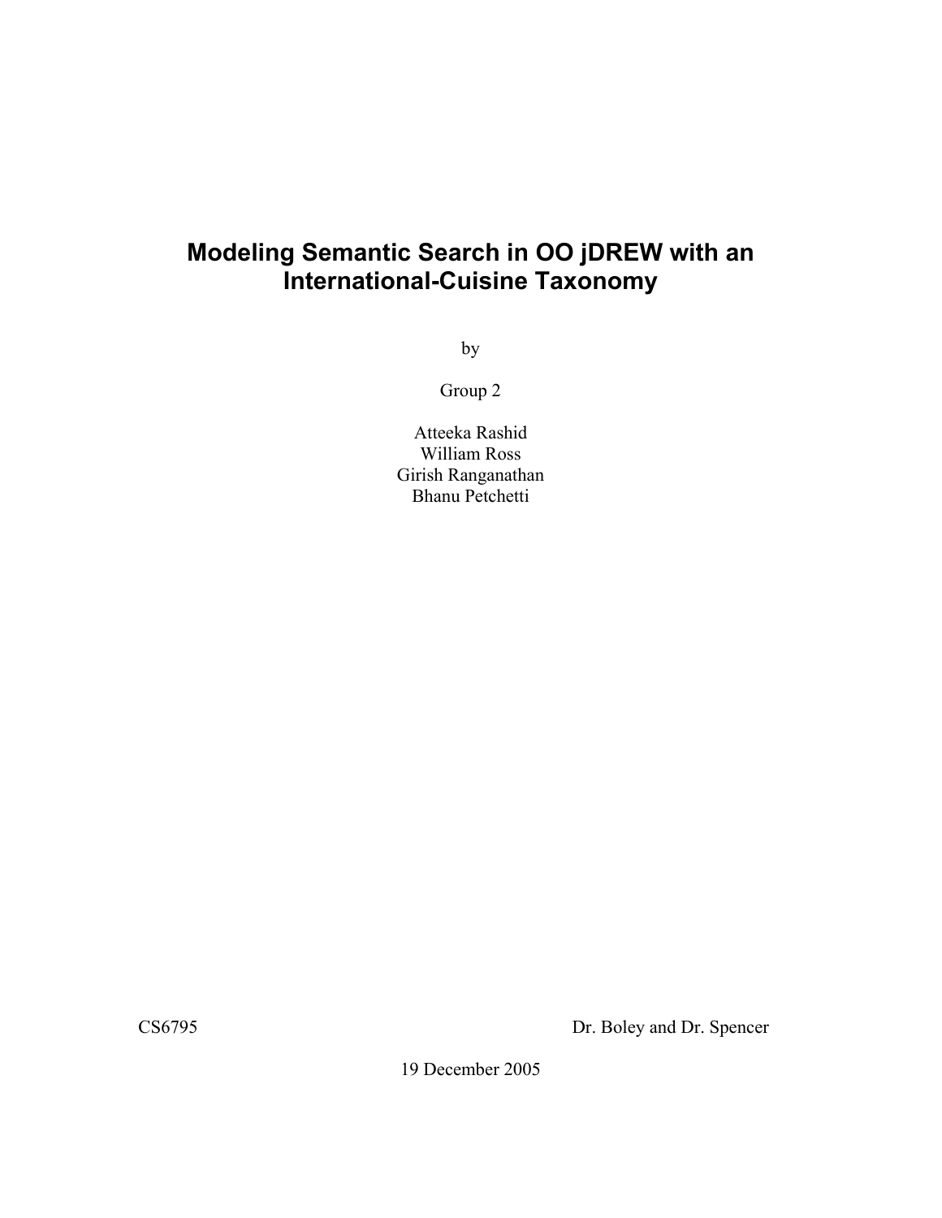# Modeling Semantic Search in OO jDREW with an International-Cuisine Taxonomy

by

Group 2

Atteeka Rashid
William Ross
Girish Ranganathan
Bhanu Petchetti

CS6795 Dr. Boley and Dr. Spencer

19 December 2005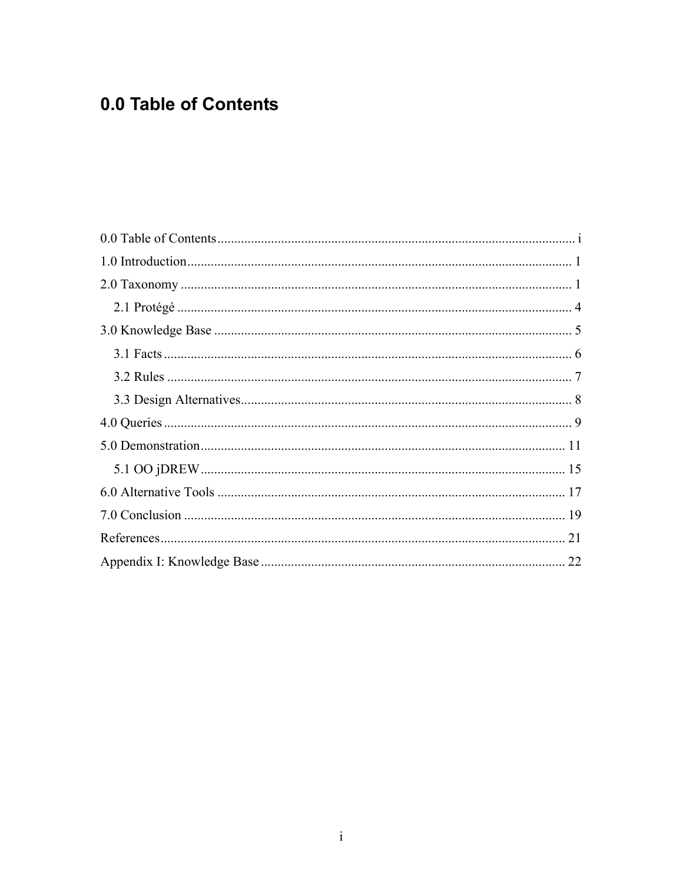# 0.0 Table of Contents

0.0 Table of Contents .......... i
1.0 Introduction .......... 1
2.0 Taxonomy .......... 1
  2.1 Protégé .......... 4
3.0 Knowledge Base .......... 5
  3.1 Facts .......... 6
  3.2 Rules .......... 7
  3.3 Design Alternatives .......... 8
4.0 Queries .......... 9
5.0 Demonstration .......... 11
  5.1 OO jDREW .......... 15
6.0 Alternative Tools .......... 17
7.0 Conclusion .......... 19
References .......... 21
Appendix I: Knowledge Base .......... 22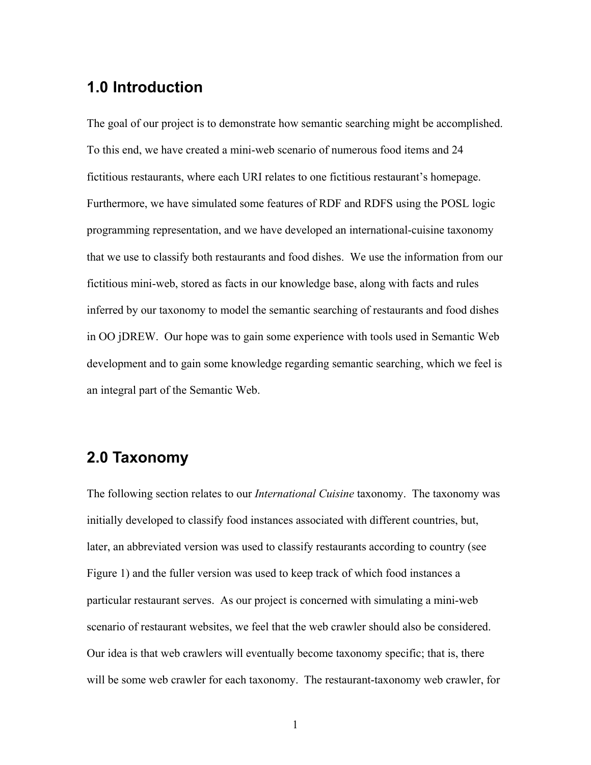## 1.0 Introduction

The goal of our project is to demonstrate how semantic searching might be accomplished. To this end, we have created a mini-web scenario of numerous food items and 24 fictitious restaurants, where each URI relates to one fictitious restaurant's homepage. Furthermore, we have simulated some features of RDF and RDFS using the POSL logic programming representation, and we have developed an international-cuisine taxonomy that we use to classify both restaurants and food dishes. We use the information from our fictitious mini-web, stored as facts in our knowledge base, along with facts and rules inferred by our taxonomy to model the semantic searching of restaurants and food dishes in OO jDREW. Our hope was to gain some experience with tools used in Semantic Web development and to gain some knowledge regarding semantic searching, which we feel is an integral part of the Semantic Web.

## 2.0 Taxonomy

The following section relates to our *International Cuisine* taxonomy. The taxonomy was initially developed to classify food instances associated with different countries, but, later, an abbreviated version was used to classify restaurants according to country (see Figure 1) and the fuller version was used to keep track of which food instances a particular restaurant serves. As our project is concerned with simulating a mini-web scenario of restaurant websites, we feel that the web crawler should also be considered. Our idea is that web crawlers will eventually become taxonomy specific; that is, there will be some web crawler for each taxonomy. The restaurant-taxonomy web crawler, for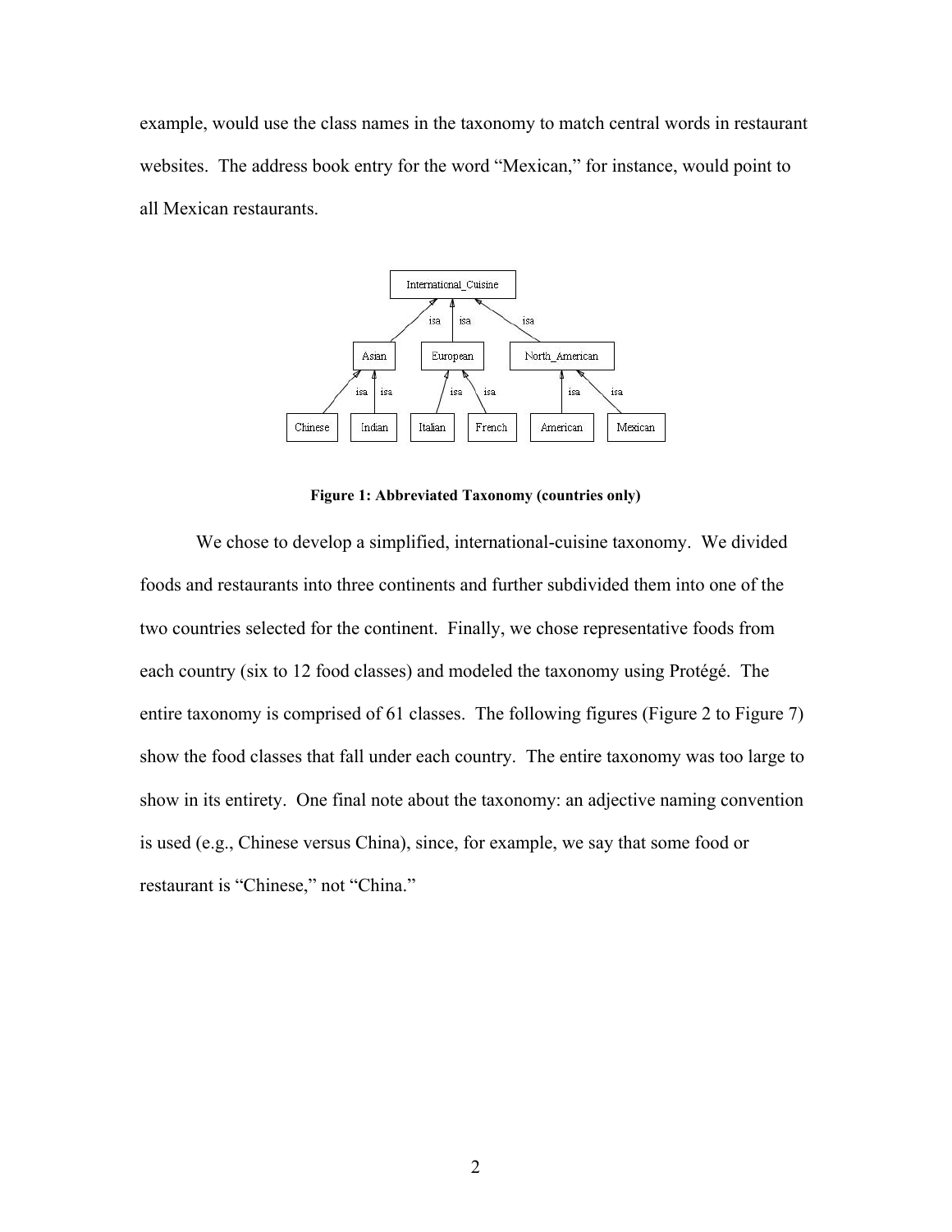example, would use the class names in the taxonomy to match central words in restaurant websites. The address book entry for the word "Mexican," for instance, would point to all Mexican restaurants.

**Figure 1: Abbreviated Taxonomy (countries only)**

We chose to develop a simplified, international-cuisine taxonomy. We divided foods and restaurants into three continents and further subdivided them into one of the two countries selected for the continent. Finally, we chose representative foods from each country (six to 12 food classes) and modeled the taxonomy using Protégé. The entire taxonomy is comprised of 61 classes. The following figures (Figure 2 to Figure 7) show the food classes that fall under each country. The entire taxonomy was too large to show in its entirety. One final note about the taxonomy: an adjective naming convention is used (e.g., Chinese versus China), since, for example, we say that some food or restaurant is "Chinese," not "China."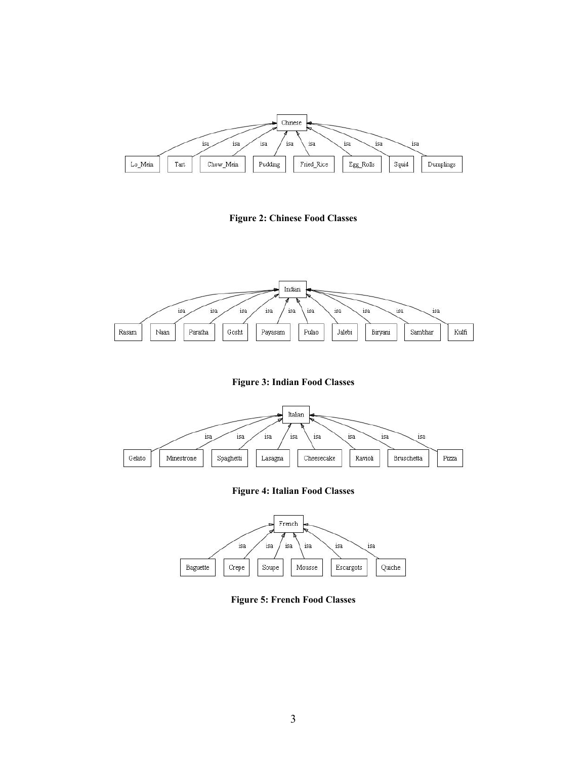**Figure 2: Chinese Food Classes**

**Figure 3: Indian Food Classes**

**Figure 4: Italian Food Classes**

**Figure 5: French Food Classes**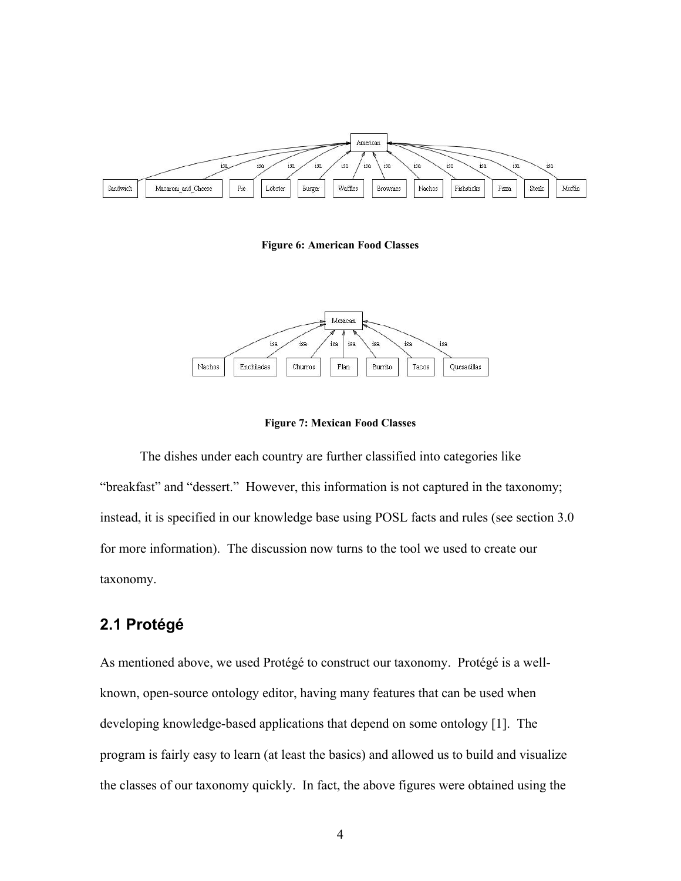Figure 6: American Food Classes

Figure 7: Mexican Food Classes

The dishes under each country are further classified into categories like "breakfast" and "dessert." However, this information is not captured in the taxonomy; instead, it is specified in our knowledge base using POSL facts and rules (see section 3.0 for more information). The discussion now turns to the tool we used to create our taxonomy.

## 2.1 Protégé

As mentioned above, we used Protégé to construct our taxonomy. Protégé is a well-known, open-source ontology editor, having many features that can be used when developing knowledge-based applications that depend on some ontology [1]. The program is fairly easy to learn (at least the basics) and allowed us to build and visualize the classes of our taxonomy quickly. In fact, the above figures were obtained using the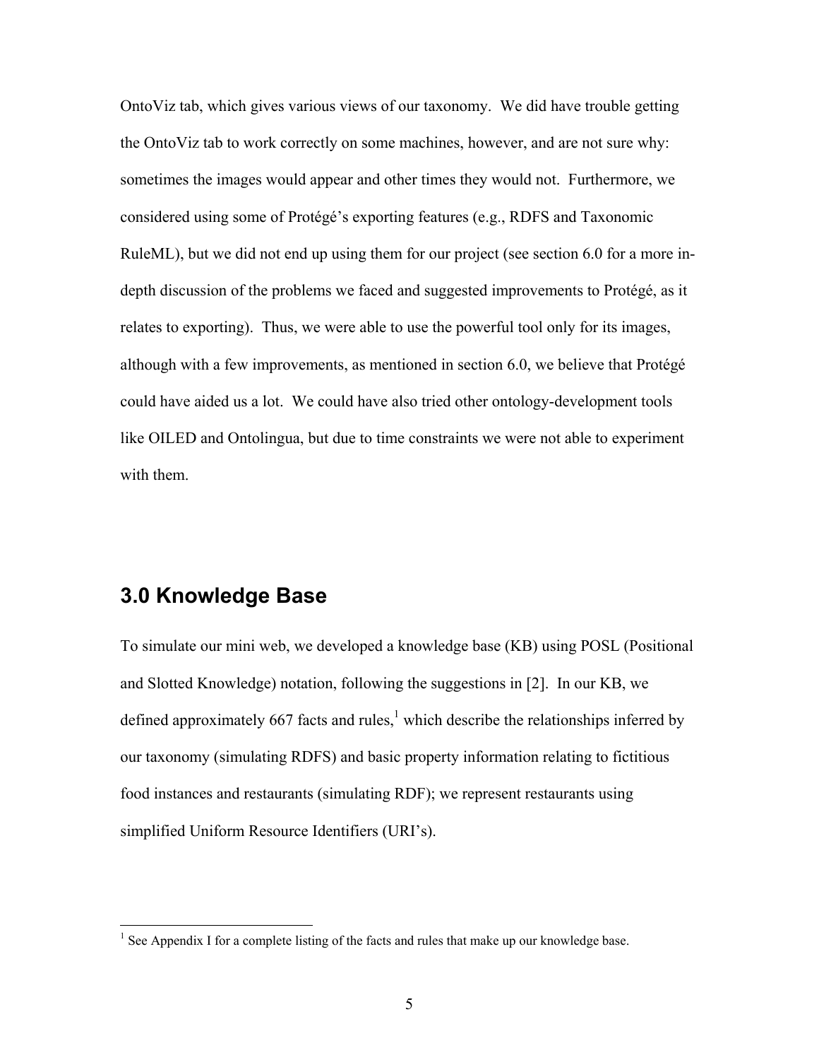OntoViz tab, which gives various views of our taxonomy. We did have trouble getting the OntoViz tab to work correctly on some machines, however, and are not sure why: sometimes the images would appear and other times they would not. Furthermore, we considered using some of Protégé's exporting features (e.g., RDFS and Taxonomic RuleML), but we did not end up using them for our project (see section 6.0 for a more in-depth discussion of the problems we faced and suggested improvements to Protégé, as it relates to exporting). Thus, we were able to use the powerful tool only for its images, although with a few improvements, as mentioned in section 6.0, we believe that Protégé could have aided us a lot. We could have also tried other ontology-development tools like OILED and Ontolingua, but due to time constraints we were not able to experiment with them.

## 3.0 Knowledge Base

To simulate our mini web, we developed a knowledge base (KB) using POSL (Positional and Slotted Knowledge) notation, following the suggestions in [2]. In our KB, we defined approximately 667 facts and rules,[1] which describe the relationships inferred by our taxonomy (simulating RDFS) and basic property information relating to fictitious food instances and restaurants (simulating RDF); we represent restaurants using simplified Uniform Resource Identifiers (URI's).

---

[1] See Appendix I for a complete listing of the facts and rules that make up our knowledge base.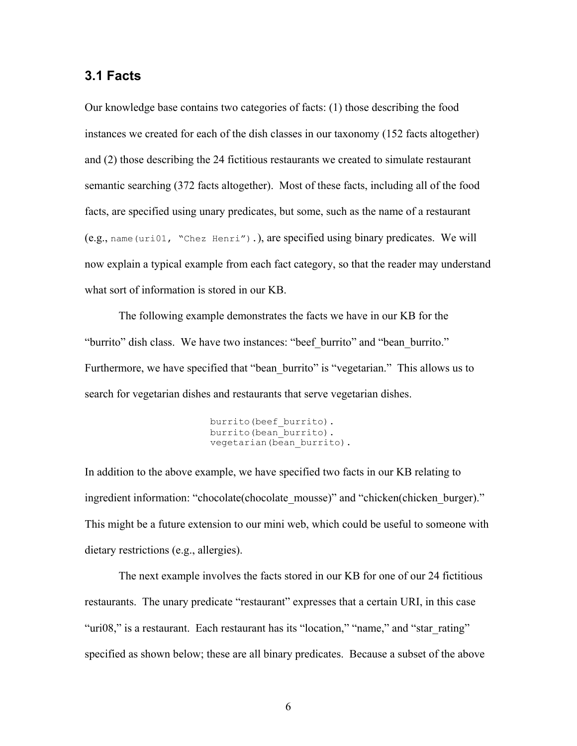### 3.1 Facts

Our knowledge base contains two categories of facts: (1) those describing the food instances we created for each of the dish classes in our taxonomy (152 facts altogether) and (2) those describing the 24 fictitious restaurants we created to simulate restaurant semantic searching (372 facts altogether). Most of these facts, including all of the food facts, are specified using unary predicates, but some, such as the name of a restaurant (e.g., `name(uri01, "Chez Henri").`), are specified using binary predicates. We will now explain a typical example from each fact category, so that the reader may understand what sort of information is stored in our KB.

The following example demonstrates the facts we have in our KB for the "burrito" dish class. We have two instances: "beef_burrito" and "bean_burrito." Furthermore, we have specified that "bean_burrito" is "vegetarian." This allows us to search for vegetarian dishes and restaurants that serve vegetarian dishes.

```
burrito(beef_burrito).
burrito(bean_burrito).
vegetarian(bean_burrito).
```

In addition to the above example, we have specified two facts in our KB relating to ingredient information: "chocolate(chocolate_mousse)" and "chicken(chicken_burger)." This might be a future extension to our mini web, which could be useful to someone with dietary restrictions (e.g., allergies).

The next example involves the facts stored in our KB for one of our 24 fictitious restaurants. The unary predicate "restaurant" expresses that a certain URI, in this case "uri08," is a restaurant. Each restaurant has its "location," "name," and "star_rating" specified as shown below; these are all binary predicates. Because a subset of the above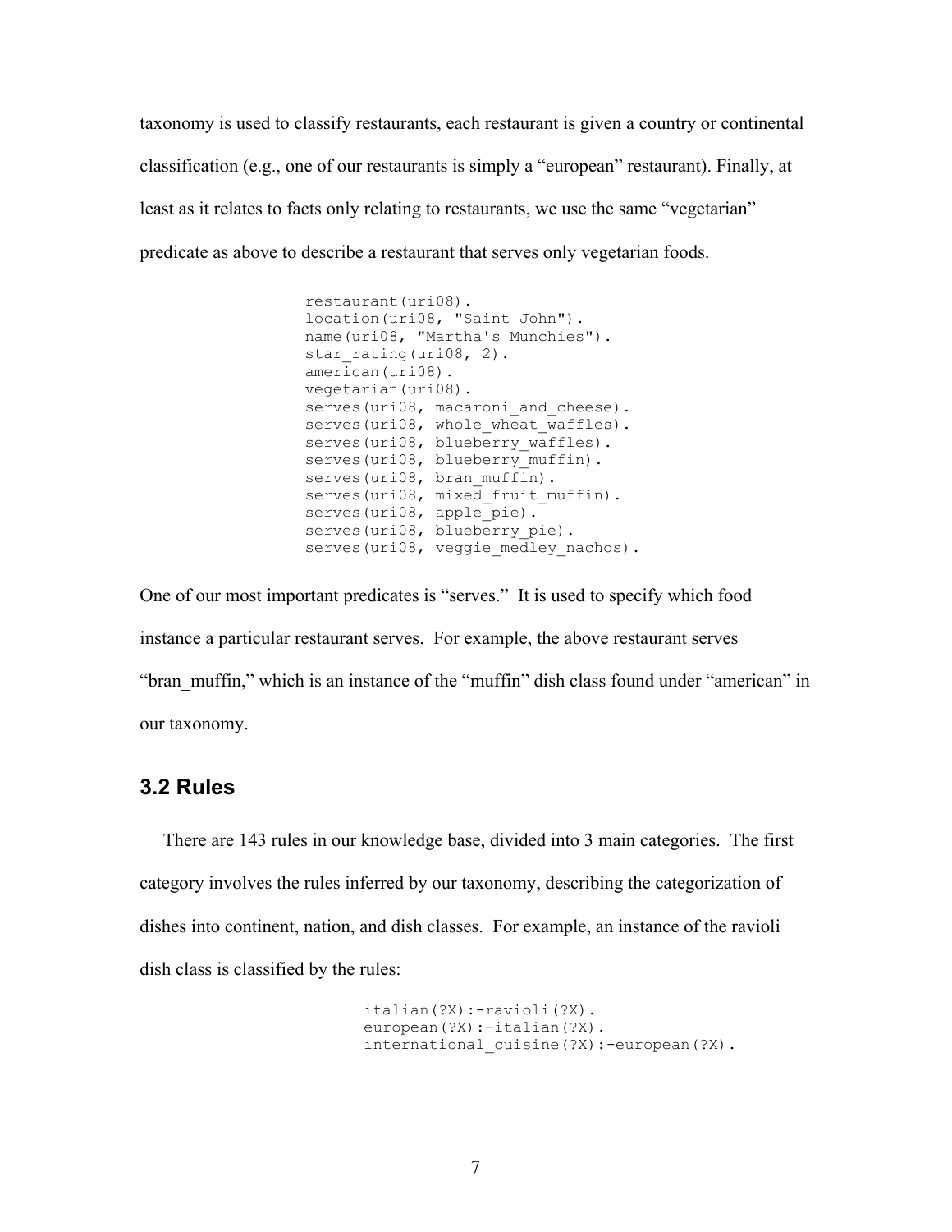taxonomy is used to classify restaurants, each restaurant is given a country or continental classification (e.g., one of our restaurants is simply a "european" restaurant). Finally, at least as it relates to facts only relating to restaurants, we use the same "vegetarian" predicate as above to describe a restaurant that serves only vegetarian foods.

```
restaurant(uri08).
location(uri08, "Saint John").
name(uri08, "Martha's Munchies").
star_rating(uri08, 2).
american(uri08).
vegetarian(uri08).
serves(uri08, macaroni_and_cheese).
serves(uri08, whole_wheat_waffles).
serves(uri08, blueberry_waffles).
serves(uri08, blueberry_muffin).
serves(uri08, bran_muffin).
serves(uri08, mixed_fruit_muffin).
serves(uri08, apple_pie).
serves(uri08, blueberry_pie).
serves(uri08, veggie_medley_nachos).
```

One of our most important predicates is "serves." It is used to specify which food instance a particular restaurant serves. For example, the above restaurant serves "bran_muffin," which is an instance of the "muffin" dish class found under "american" in our taxonomy.

## 3.2 Rules

There are 143 rules in our knowledge base, divided into 3 main categories. The first category involves the rules inferred by our taxonomy, describing the categorization of dishes into continent, nation, and dish classes. For example, an instance of the ravioli dish class is classified by the rules:

```
italian(?X):-ravioli(?X).
european(?X):-italian(?X).
international_cuisine(?X):-european(?X).
```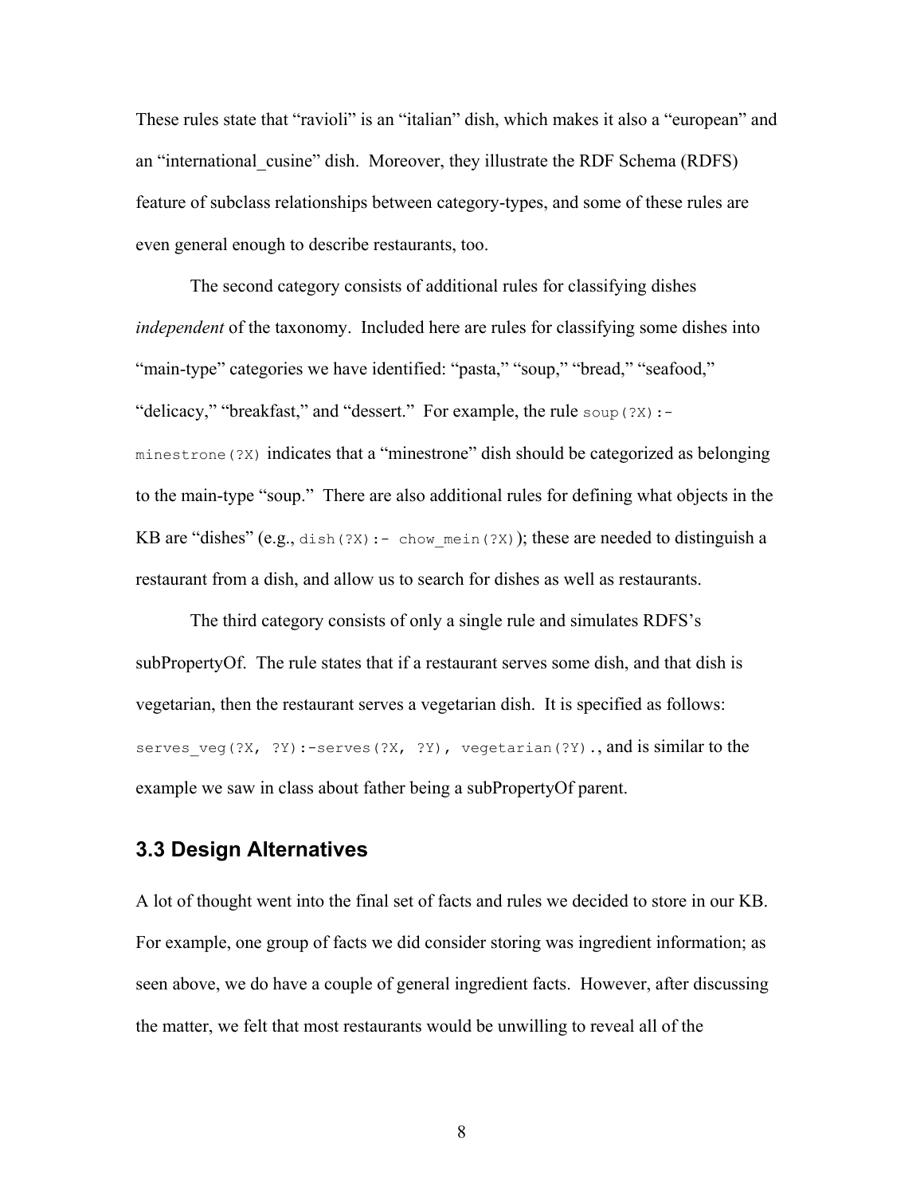These rules state that "ravioli" is an "italian" dish, which makes it also a "european" and an "international_cusine" dish. Moreover, they illustrate the RDF Schema (RDFS) feature of subclass relationships between category-types, and some of these rules are even general enough to describe restaurants, too.

The second category consists of additional rules for classifying dishes *independent* of the taxonomy. Included here are rules for classifying some dishes into "main-type" categories we have identified: "pasta," "soup," "bread," "seafood," "delicacy," "breakfast," and "dessert." For example, the rule `soup(?X):- minestrone(?X)` indicates that a "minestrone" dish should be categorized as belonging to the main-type "soup." There are also additional rules for defining what objects in the KB are "dishes" (e.g., `dish(?X):- chow_mein(?X)`); these are needed to distinguish a restaurant from a dish, and allow us to search for dishes as well as restaurants.

The third category consists of only a single rule and simulates RDFS's subPropertyOf. The rule states that if a restaurant serves some dish, and that dish is vegetarian, then the restaurant serves a vegetarian dish. It is specified as follows: `serves_veg(?X, ?Y):-serves(?X, ?Y), vegetarian(?Y).`, and is similar to the example we saw in class about father being a subPropertyOf parent.

## 3.3 Design Alternatives

A lot of thought went into the final set of facts and rules we decided to store in our KB. For example, one group of facts we did consider storing was ingredient information; as seen above, we do have a couple of general ingredient facts. However, after discussing the matter, we felt that most restaurants would be unwilling to reveal all of the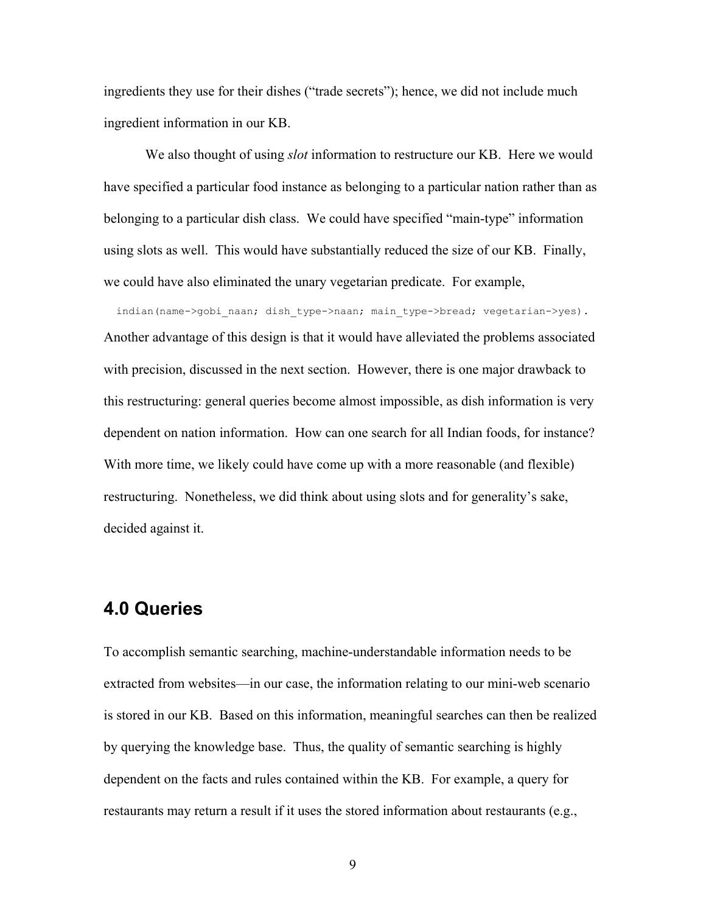ingredients they use for their dishes ("trade secrets"); hence, we did not include much ingredient information in our KB.

We also thought of using *slot* information to restructure our KB. Here we would have specified a particular food instance as belonging to a particular nation rather than as belonging to a particular dish class. We could have specified "main-type" information using slots as well. This would have substantially reduced the size of our KB. Finally, we could have also eliminated the unary vegetarian predicate. For example,

```
indian(name->gobi_naan; dish_type->naan; main_type->bread; vegetarian->yes).
```

Another advantage of this design is that it would have alleviated the problems associated with precision, discussed in the next section. However, there is one major drawback to this restructuring: general queries become almost impossible, as dish information is very dependent on nation information. How can one search for all Indian foods, for instance? With more time, we likely could have come up with a more reasonable (and flexible) restructuring. Nonetheless, we did think about using slots and for generality's sake, decided against it.

## 4.0 Queries

To accomplish semantic searching, machine-understandable information needs to be extracted from websites—in our case, the information relating to our mini-web scenario is stored in our KB. Based on this information, meaningful searches can then be realized by querying the knowledge base. Thus, the quality of semantic searching is highly dependent on the facts and rules contained within the KB. For example, a query for restaurants may return a result if it uses the stored information about restaurants (e.g.,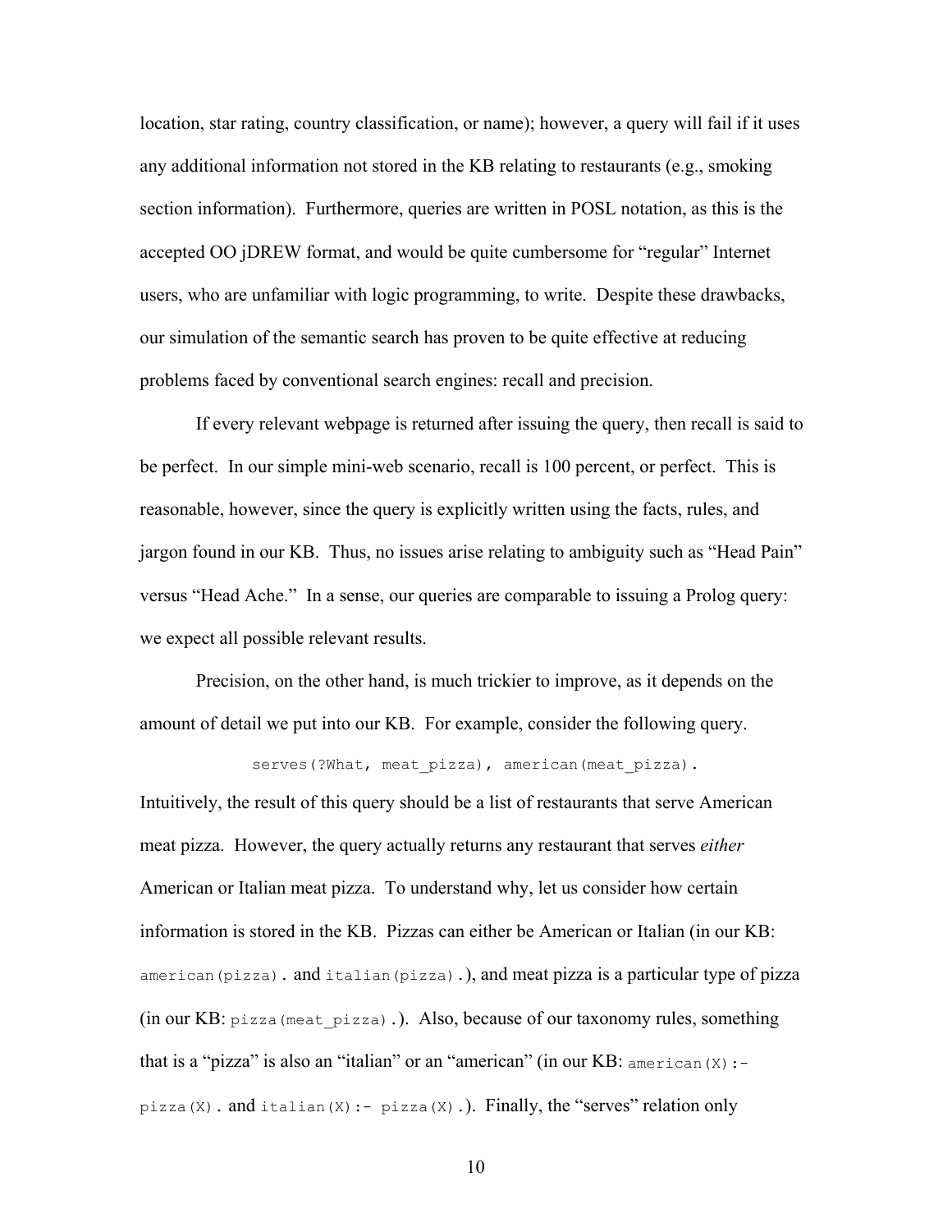location, star rating, country classification, or name); however, a query will fail if it uses any additional information not stored in the KB relating to restaurants (e.g., smoking section information). Furthermore, queries are written in POSL notation, as this is the accepted OO jDREW format, and would be quite cumbersome for "regular" Internet users, who are unfamiliar with logic programming, to write. Despite these drawbacks, our simulation of the semantic search has proven to be quite effective at reducing problems faced by conventional search engines: recall and precision.

If every relevant webpage is returned after issuing the query, then recall is said to be perfect. In our simple mini-web scenario, recall is 100 percent, or perfect. This is reasonable, however, since the query is explicitly written using the facts, rules, and jargon found in our KB. Thus, no issues arise relating to ambiguity such as "Head Pain" versus "Head Ache." In a sense, our queries are comparable to issuing a Prolog query: we expect all possible relevant results.

Precision, on the other hand, is much trickier to improve, as it depends on the amount of detail we put into our KB. For example, consider the following query.

```
serves(?What, meat_pizza), american(meat_pizza).
```

Intuitively, the result of this query should be a list of restaurants that serve American meat pizza. However, the query actually returns any restaurant that serves *either* American or Italian meat pizza. To understand why, let us consider how certain information is stored in the KB. Pizzas can either be American or Italian (in our KB: `american(pizza).` and `italian(pizza).`), and meat pizza is a particular type of pizza (in our KB: `pizza(meat_pizza).`). Also, because of our taxonomy rules, something that is a "pizza" is also an "italian" or an "american" (in our KB: `american(X):- pizza(X).` and `italian(X):- pizza(X).`). Finally, the "serves" relation only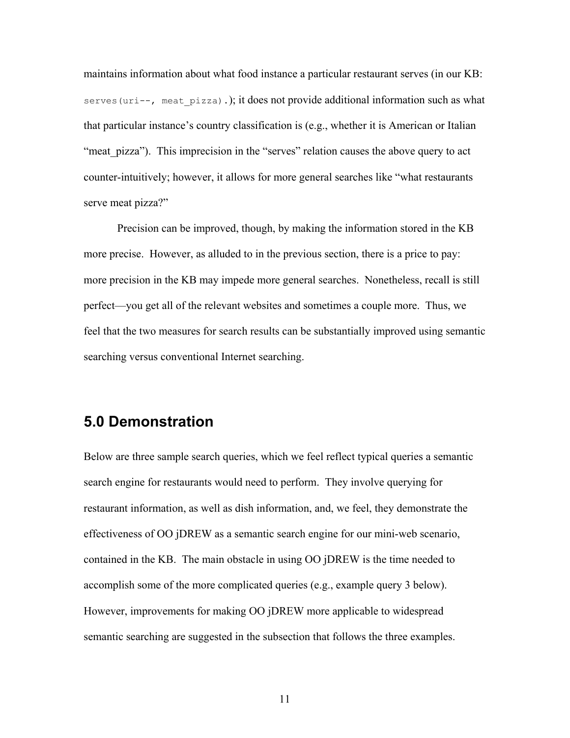maintains information about what food instance a particular restaurant serves (in our KB: `serves(uri--, meat_pizza).`); it does not provide additional information such as what that particular instance's country classification is (e.g., whether it is American or Italian "meat_pizza"). This imprecision in the "serves" relation causes the above query to act counter-intuitively; however, it allows for more general searches like "what restaurants serve meat pizza?"

Precision can be improved, though, by making the information stored in the KB more precise. However, as alluded to in the previous section, there is a price to pay: more precision in the KB may impede more general searches. Nonetheless, recall is still perfect—you get all of the relevant websites and sometimes a couple more. Thus, we feel that the two measures for search results can be substantially improved using semantic searching versus conventional Internet searching.

## 5.0 Demonstration

Below are three sample search queries, which we feel reflect typical queries a semantic search engine for restaurants would need to perform. They involve querying for restaurant information, as well as dish information, and, we feel, they demonstrate the effectiveness of OO jDREW as a semantic search engine for our mini-web scenario, contained in the KB. The main obstacle in using OO jDREW is the time needed to accomplish some of the more complicated queries (e.g., example query 3 below). However, improvements for making OO jDREW more applicable to widespread semantic searching are suggested in the subsection that follows the three examples.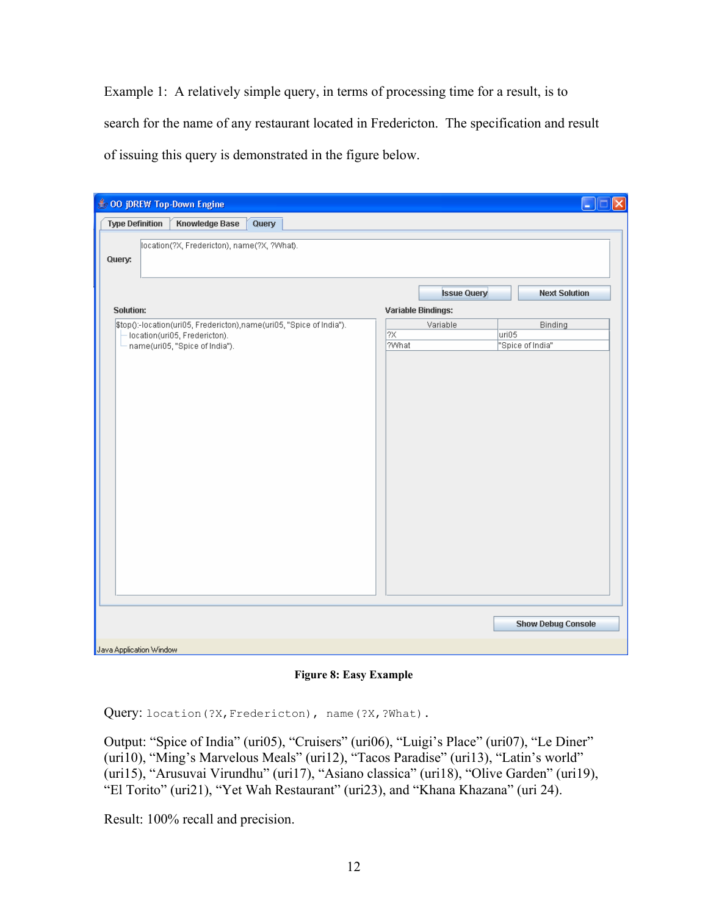Example 1: A relatively simple query, in terms of processing time for a result, is to search for the name of any restaurant located in Fredericton. The specification and result of issuing this query is demonstrated in the figure below.

**Figure 8: Easy Example**

Query: `location(?X,Fredericton), name(?X,?What).`

Output: "Spice of India" (uri05), "Cruisers" (uri06), "Luigi's Place" (uri07), "Le Diner" (uri10), "Ming's Marvelous Meals" (uri12), "Tacos Paradise" (uri13), "Latin's world" (uri15), "Arusuvai Virundhu" (uri17), "Asiano classica" (uri18), "Olive Garden" (uri19), "El Torito" (uri21), "Yet Wah Restaurant" (uri23), and "Khana Khazana" (uri 24).

Result: 100% recall and precision.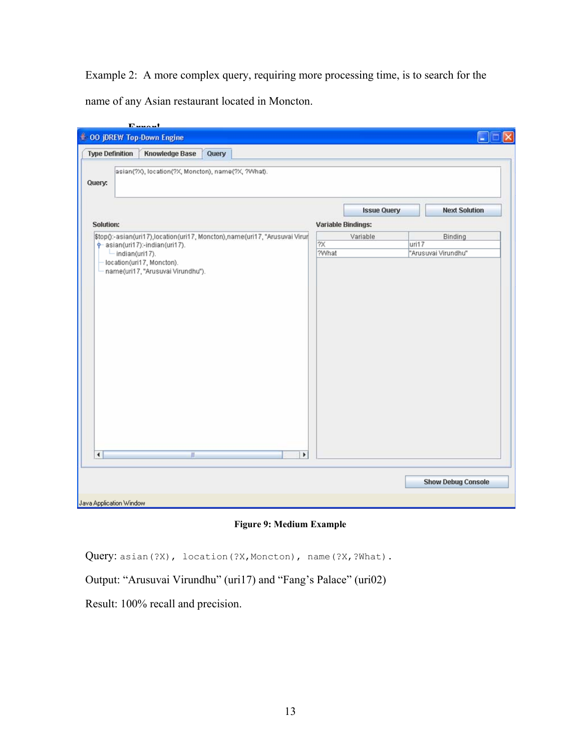Example 2: A more complex query, requiring more processing time, is to search for the name of any Asian restaurant located in Moncton.

Error!

Figure 9: Medium Example

Query: `asian(?X), location(?X,Moncton), name(?X,?What).`

Output: “Arusuvai Virundhu” (uri17) and “Fang’s Palace” (uri02)

Result: 100% recall and precision.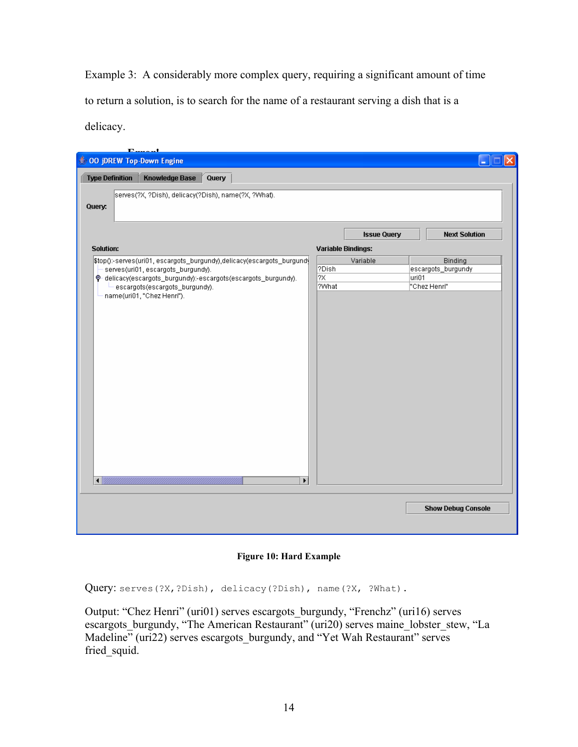Example 3: A considerably more complex query, requiring a significant amount of time to return a solution, is to search for the name of a restaurant serving a dish that is a delicacy.

**Error!**

**Figure 10: Hard Example**

Query: `serves(?X,?Dish), delicacy(?Dish), name(?X, ?What).`

Output: “Chez Henri” (uri01) serves escargots_burgundy, “Frenchz” (uri16) serves escargots_burgundy, “The American Restaurant” (uri20) serves maine_lobster_stew, “La Madeline” (uri22) serves escargots_burgundy, and “Yet Wah Restaurant” serves fried_squid.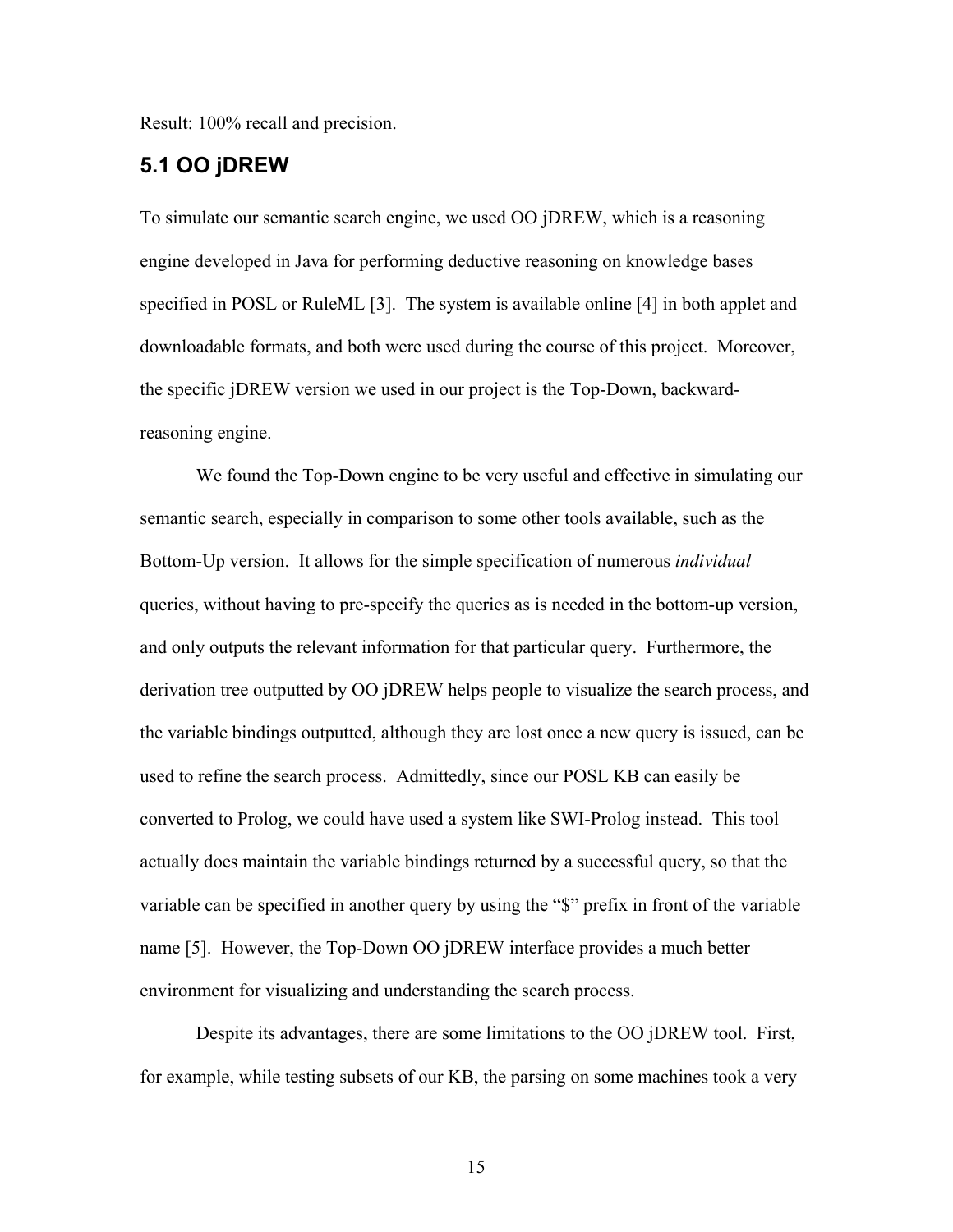Result: 100% recall and precision.

## 5.1 OO jDREW

To simulate our semantic search engine, we used OO jDREW, which is a reasoning engine developed in Java for performing deductive reasoning on knowledge bases specified in POSL or RuleML [3]. The system is available online [4] in both applet and downloadable formats, and both were used during the course of this project. Moreover, the specific jDREW version we used in our project is the Top-Down, backward-reasoning engine.

We found the Top-Down engine to be very useful and effective in simulating our semantic search, especially in comparison to some other tools available, such as the Bottom-Up version. It allows for the simple specification of numerous *individual* queries, without having to pre-specify the queries as is needed in the bottom-up version, and only outputs the relevant information for that particular query. Furthermore, the derivation tree outputted by OO jDREW helps people to visualize the search process, and the variable bindings outputted, although they are lost once a new query is issued, can be used to refine the search process. Admittedly, since our POSL KB can easily be converted to Prolog, we could have used a system like SWI-Prolog instead. This tool actually does maintain the variable bindings returned by a successful query, so that the variable can be specified in another query by using the "$" prefix in front of the variable name [5]. However, the Top-Down OO jDREW interface provides a much better environment for visualizing and understanding the search process.

Despite its advantages, there are some limitations to the OO jDREW tool. First, for example, while testing subsets of our KB, the parsing on some machines took a very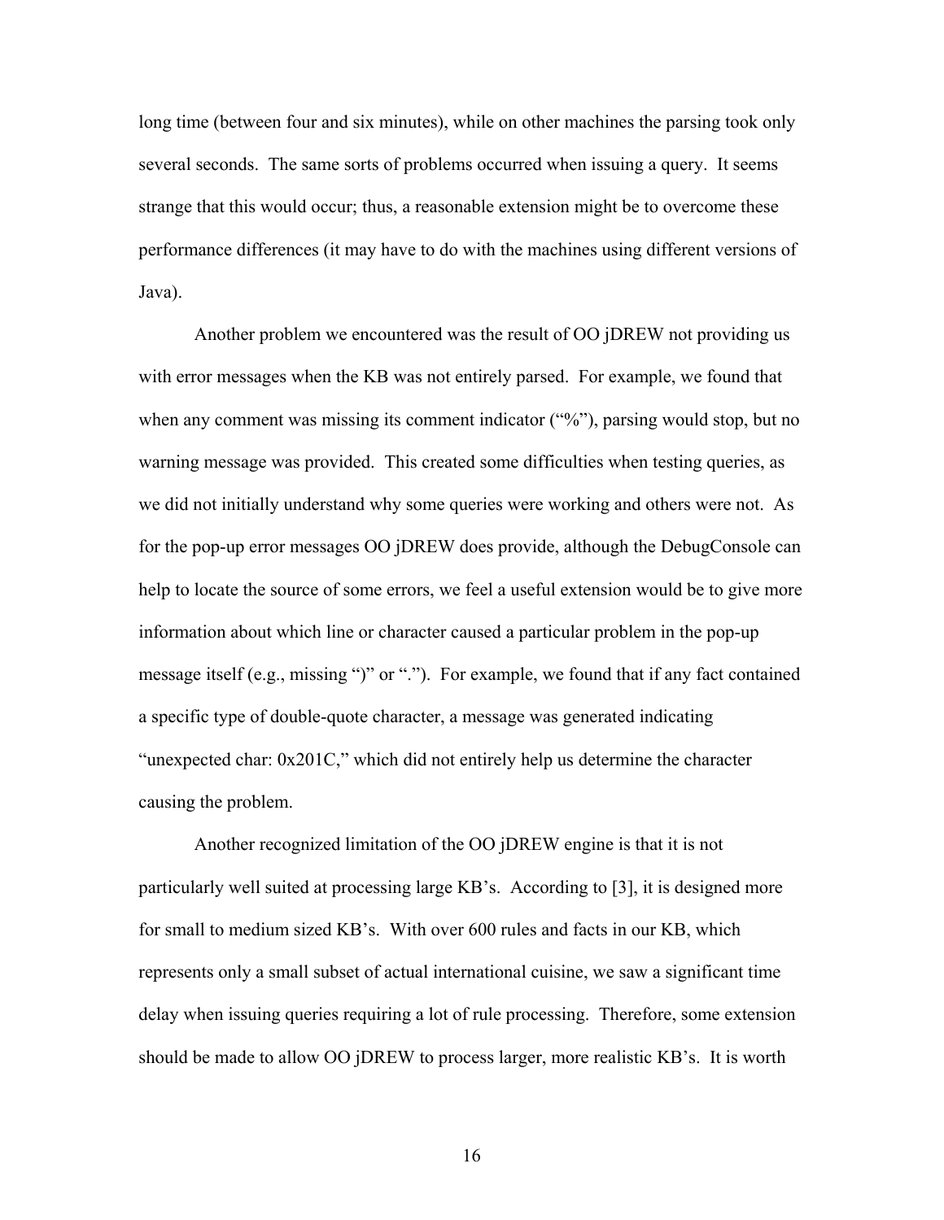long time (between four and six minutes), while on other machines the parsing took only several seconds. The same sorts of problems occurred when issuing a query. It seems strange that this would occur; thus, a reasonable extension might be to overcome these performance differences (it may have to do with the machines using different versions of Java).

Another problem we encountered was the result of OO jDREW not providing us with error messages when the KB was not entirely parsed. For example, we found that when any comment was missing its comment indicator ("%"), parsing would stop, but no warning message was provided. This created some difficulties when testing queries, as we did not initially understand why some queries were working and others were not. As for the pop-up error messages OO jDREW does provide, although the DebugConsole can help to locate the source of some errors, we feel a useful extension would be to give more information about which line or character caused a particular problem in the pop-up message itself (e.g., missing ")" or "."). For example, we found that if any fact contained a specific type of double-quote character, a message was generated indicating "unexpected char: 0x201C," which did not entirely help us determine the character causing the problem.

Another recognized limitation of the OO jDREW engine is that it is not particularly well suited at processing large KB's. According to [3], it is designed more for small to medium sized KB's. With over 600 rules and facts in our KB, which represents only a small subset of actual international cuisine, we saw a significant time delay when issuing queries requiring a lot of rule processing. Therefore, some extension should be made to allow OO jDREW to process larger, more realistic KB's. It is worth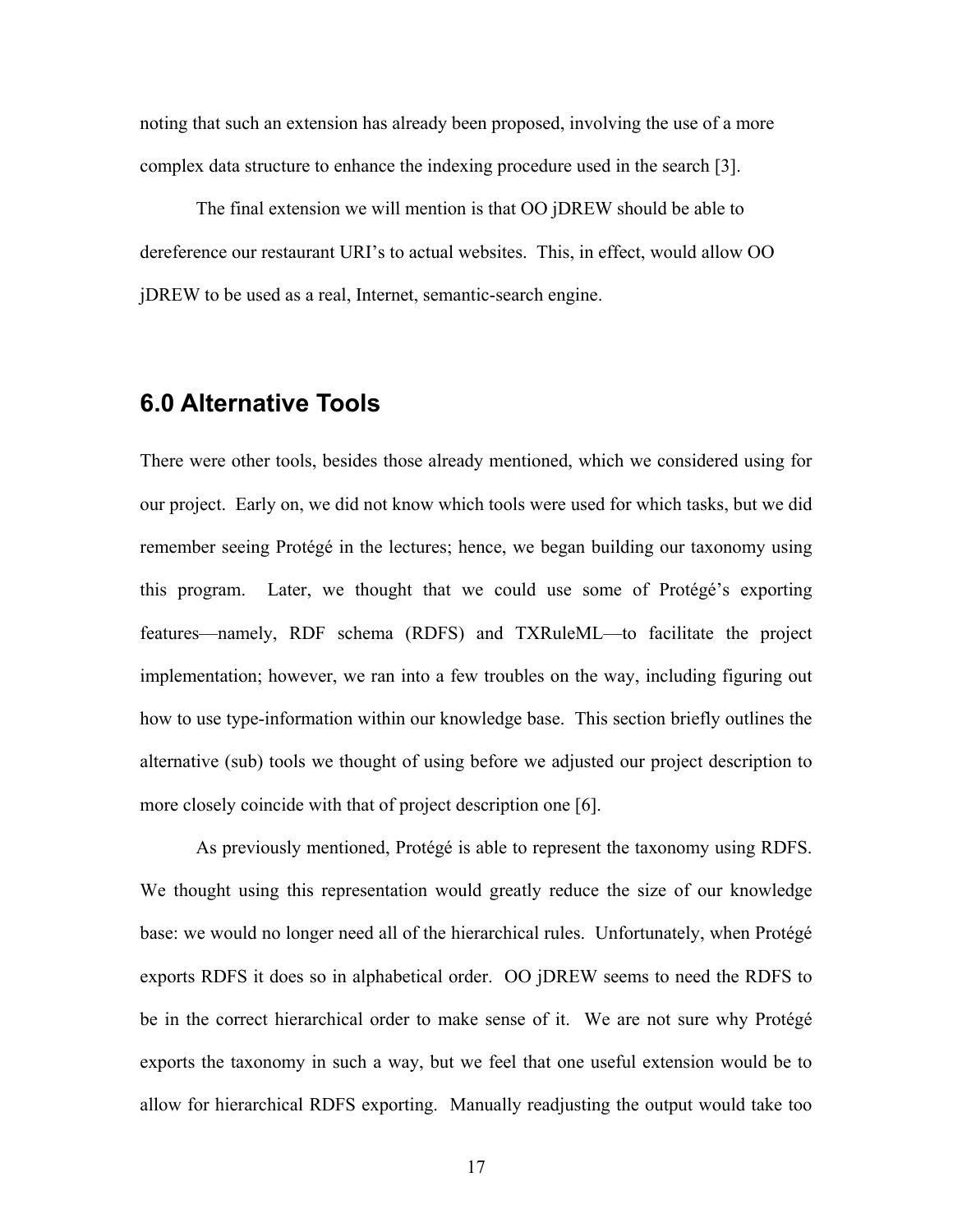noting that such an extension has already been proposed, involving the use of a more complex data structure to enhance the indexing procedure used in the search [3].

The final extension we will mention is that OO jDREW should be able to dereference our restaurant URI's to actual websites. This, in effect, would allow OO jDREW to be used as a real, Internet, semantic-search engine.

## 6.0 Alternative Tools

There were other tools, besides those already mentioned, which we considered using for our project. Early on, we did not know which tools were used for which tasks, but we did remember seeing Protégé in the lectures; hence, we began building our taxonomy using this program. Later, we thought that we could use some of Protégé's exporting features—namely, RDF schema (RDFS) and TXRuleML—to facilitate the project implementation; however, we ran into a few troubles on the way, including figuring out how to use type-information within our knowledge base. This section briefly outlines the alternative (sub) tools we thought of using before we adjusted our project description to more closely coincide with that of project description one [6].

As previously mentioned, Protégé is able to represent the taxonomy using RDFS. We thought using this representation would greatly reduce the size of our knowledge base: we would no longer need all of the hierarchical rules. Unfortunately, when Protégé exports RDFS it does so in alphabetical order. OO jDREW seems to need the RDFS to be in the correct hierarchical order to make sense of it. We are not sure why Protégé exports the taxonomy in such a way, but we feel that one useful extension would be to allow for hierarchical RDFS exporting. Manually readjusting the output would take too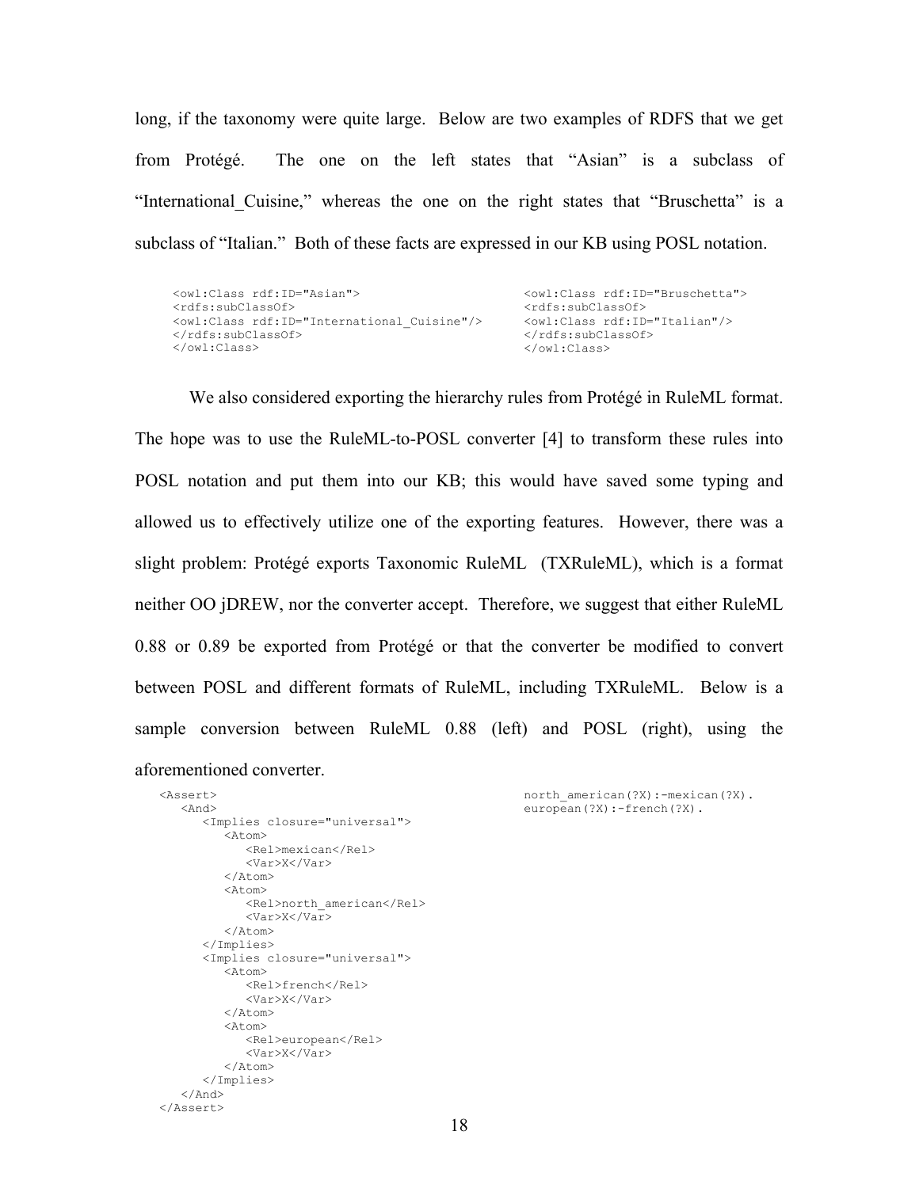long, if the taxonomy were quite large. Below are two examples of RDFS that we get from Protégé. The one on the left states that "Asian" is a subclass of "International_Cuisine," whereas the one on the right states that "Bruschetta" is a subclass of "Italian." Both of these facts are expressed in our KB using POSL notation.

```
<owl:Class rdf:ID="Asian">
<rdfs:subClassOf>
<owl:Class rdf:ID="International_Cuisine"/>
</rdfs:subClassOf>
</owl:Class>
```

```
<owl:Class rdf:ID="Bruschetta">
<rdfs:subClassOf>
<owl:Class rdf:ID="Italian"/>
</rdfs:subClassOf>
</owl:Class>
```

We also considered exporting the hierarchy rules from Protégé in RuleML format. The hope was to use the RuleML-to-POSL converter [4] to transform these rules into POSL notation and put them into our KB; this would have saved some typing and allowed us to effectively utilize one of the exporting features. However, there was a slight problem: Protégé exports Taxonomic RuleML (TXRuleML), which is a format neither OO jDREW, nor the converter accept. Therefore, we suggest that either RuleML 0.88 or 0.89 be exported from Protégé or that the converter be modified to convert between POSL and different formats of RuleML, including TXRuleML. Below is a sample conversion between RuleML 0.88 (left) and POSL (right), using the aforementioned converter.

```
<Assert>
   <And>
      <Implies closure="universal">
         <Atom>
            <Rel>mexican</Rel>
            <Var>X</Var>
         </Atom>
         <Atom>
            <Rel>north_american</Rel>
            <Var>X</Var>
         </Atom>
      </Implies>
      <Implies closure="universal">
         <Atom>
            <Rel>french</Rel>
            <Var>X</Var>
         </Atom>
         <Atom>
            <Rel>european</Rel>
            <Var>X</Var>
         </Atom>
      </Implies>
   </And>
</Assert>
```

```
north_american(?X):-mexican(?X).
european(?X):-french(?X).
```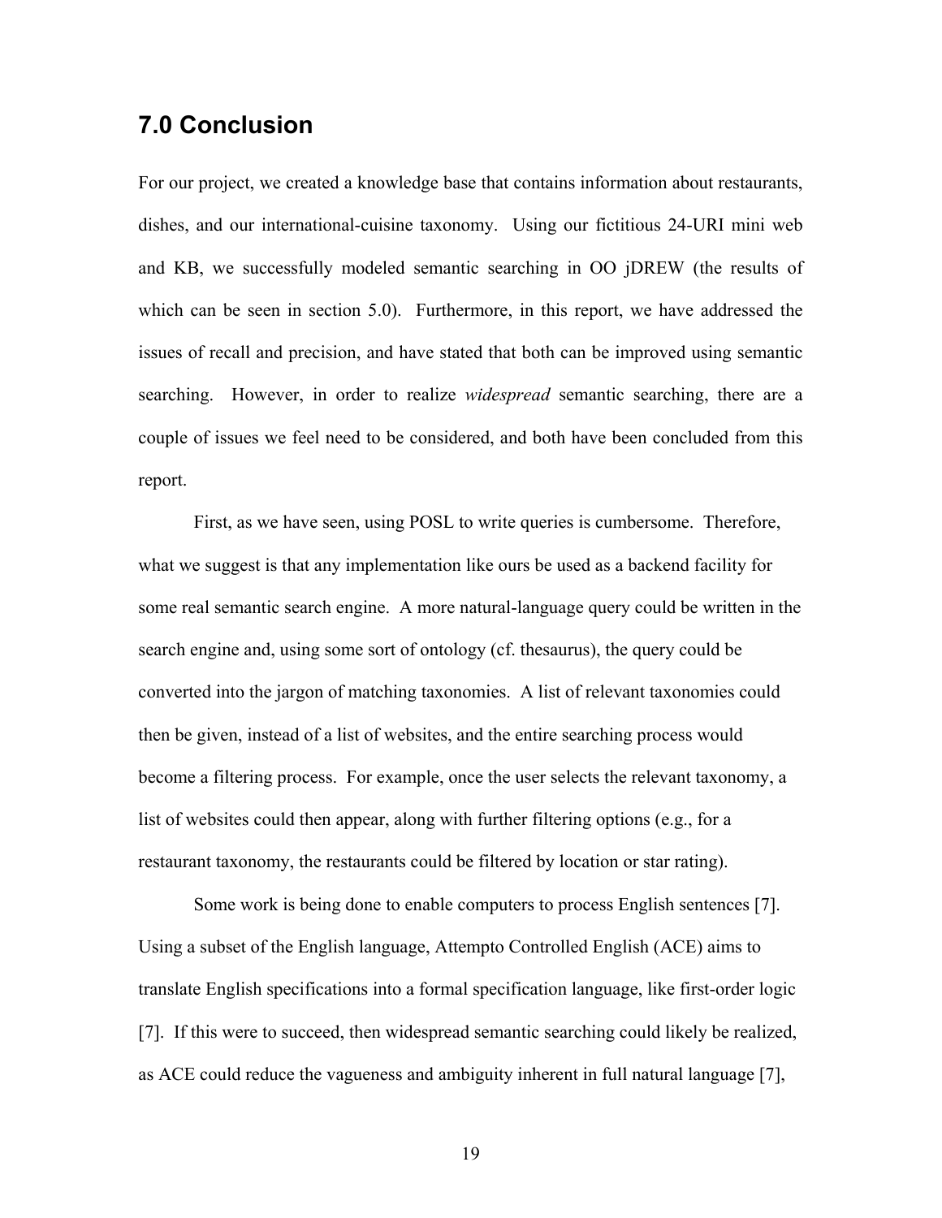## 7.0 Conclusion

For our project, we created a knowledge base that contains information about restaurants, dishes, and our international-cuisine taxonomy. Using our fictitious 24-URI mini web and KB, we successfully modeled semantic searching in OO jDREW (the results of which can be seen in section 5.0). Furthermore, in this report, we have addressed the issues of recall and precision, and have stated that both can be improved using semantic searching. However, in order to realize *widespread* semantic searching, there are a couple of issues we feel need to be considered, and both have been concluded from this report.

First, as we have seen, using POSL to write queries is cumbersome. Therefore, what we suggest is that any implementation like ours be used as a backend facility for some real semantic search engine. A more natural-language query could be written in the search engine and, using some sort of ontology (cf. thesaurus), the query could be converted into the jargon of matching taxonomies. A list of relevant taxonomies could then be given, instead of a list of websites, and the entire searching process would become a filtering process. For example, once the user selects the relevant taxonomy, a list of websites could then appear, along with further filtering options (e.g., for a restaurant taxonomy, the restaurants could be filtered by location or star rating).

Some work is being done to enable computers to process English sentences [7]. Using a subset of the English language, Attempto Controlled English (ACE) aims to translate English specifications into a formal specification language, like first-order logic [7]. If this were to succeed, then widespread semantic searching could likely be realized, as ACE could reduce the vagueness and ambiguity inherent in full natural language [7],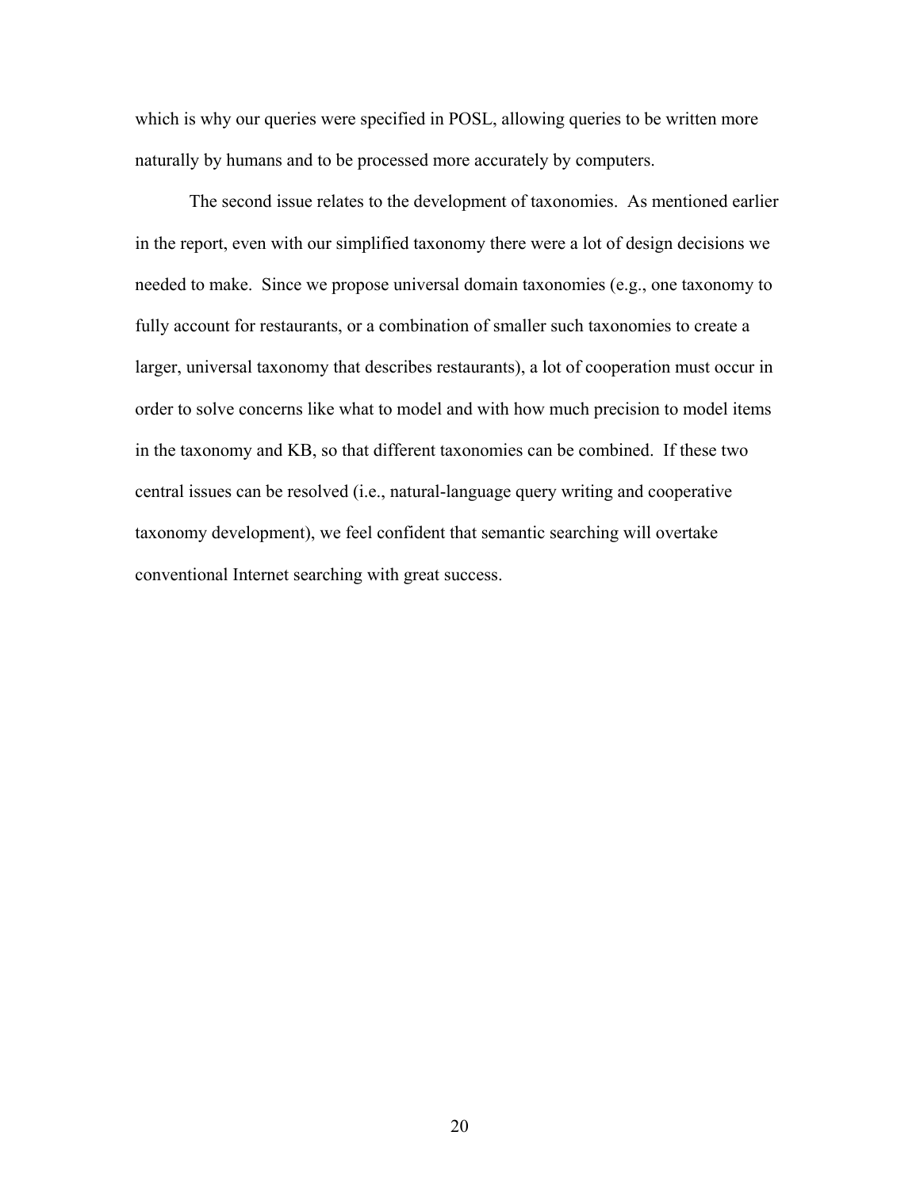which is why our queries were specified in POSL, allowing queries to be written more naturally by humans and to be processed more accurately by computers.

The second issue relates to the development of taxonomies. As mentioned earlier in the report, even with our simplified taxonomy there were a lot of design decisions we needed to make. Since we propose universal domain taxonomies (e.g., one taxonomy to fully account for restaurants, or a combination of smaller such taxonomies to create a larger, universal taxonomy that describes restaurants), a lot of cooperation must occur in order to solve concerns like what to model and with how much precision to model items in the taxonomy and KB, so that different taxonomies can be combined. If these two central issues can be resolved (i.e., natural-language query writing and cooperative taxonomy development), we feel confident that semantic searching will overtake conventional Internet searching with great success.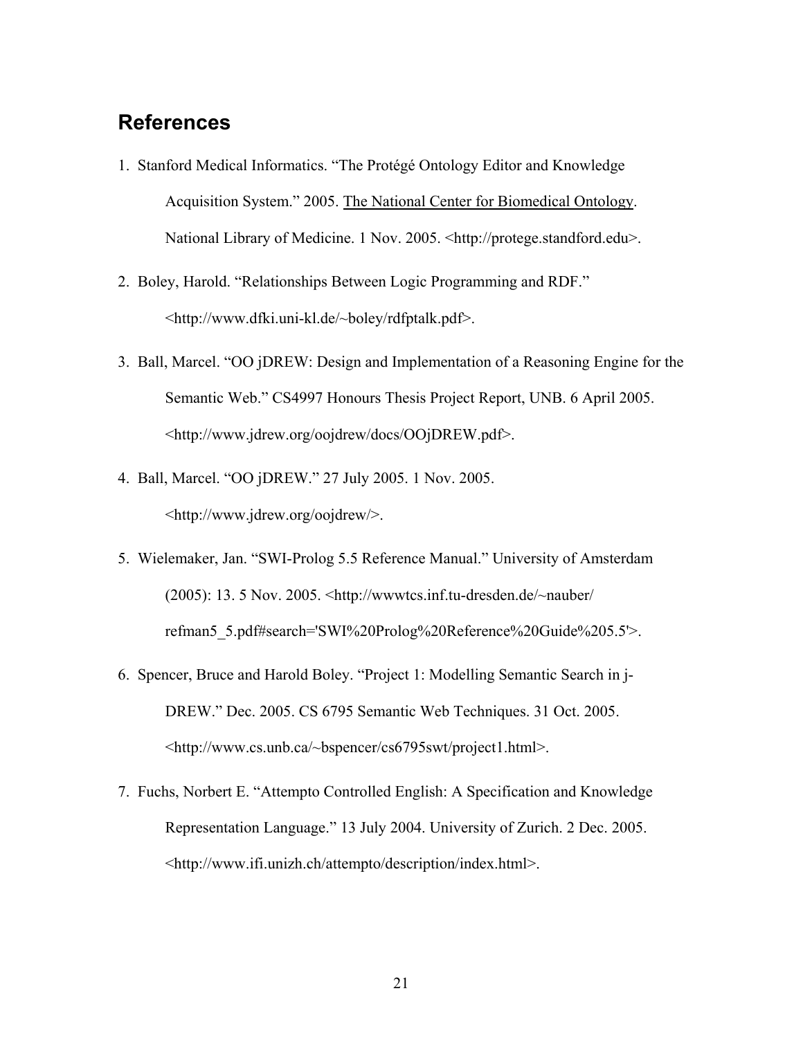## References

1. Stanford Medical Informatics. "The Protégé Ontology Editor and Knowledge Acquisition System." 2005. The National Center for Biomedical Ontology. National Library of Medicine. 1 Nov. 2005. <http://protege.standford.edu>.

2. Boley, Harold. "Relationships Between Logic Programming and RDF." <http://www.dfki.uni-kl.de/~boley/rdfptalk.pdf>.

3. Ball, Marcel. "OO jDREW: Design and Implementation of a Reasoning Engine for the Semantic Web." CS4997 Honours Thesis Project Report, UNB. 6 April 2005. <http://www.jdrew.org/oojdrew/docs/OOjDREW.pdf>.

4. Ball, Marcel. "OO jDREW." 27 July 2005. 1 Nov. 2005. <http://www.jdrew.org/oojdrew/>.

5. Wielemaker, Jan. "SWI-Prolog 5.5 Reference Manual." University of Amsterdam (2005): 13. 5 Nov. 2005. <http://wwwtcs.inf.tu-dresden.de/~nauber/refman5_5.pdf#search='SWI%20Prolog%20Reference%20Guide%205.5'>.

6. Spencer, Bruce and Harold Boley. "Project 1: Modelling Semantic Search in j-DREW." Dec. 2005. CS 6795 Semantic Web Techniques. 31 Oct. 2005. <http://www.cs.unb.ca/~bspencer/cs6795swt/project1.html>.

7. Fuchs, Norbert E. "Attempto Controlled English: A Specification and Knowledge Representation Language." 13 July 2004. University of Zurich. 2 Dec. 2005. <http://www.ifi.unizh.ch/attempto/description/index.html>.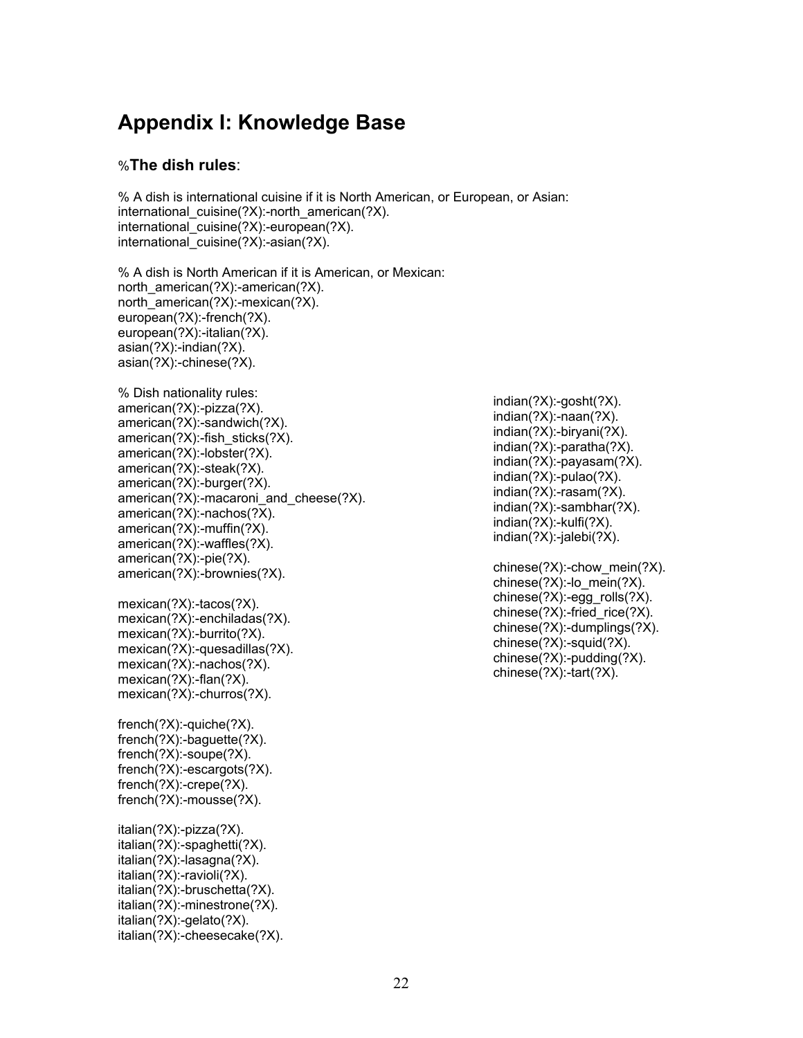# Appendix I: Knowledge Base

%**The dish rules**:

```
% A dish is international cuisine if it is North American, or European, or Asian:
international_cuisine(?X):-north_american(?X).
international_cuisine(?X):-european(?X).
international_cuisine(?X):-asian(?X).

% A dish is North American if it is American, or Mexican:
north_american(?X):-american(?X).
north_american(?X):-mexican(?X).
european(?X):-french(?X).
european(?X):-italian(?X).
asian(?X):-indian(?X).
asian(?X):-chinese(?X).

% Dish nationality rules:
american(?X):-pizza(?X).
american(?X):-sandwich(?X).
american(?X):-fish_sticks(?X).
american(?X):-lobster(?X).
american(?X):-steak(?X).
american(?X):-burger(?X).
american(?X):-macaroni_and_cheese(?X).
american(?X):-nachos(?X).
american(?X):-muffin(?X).
american(?X):-waffles(?X).
american(?X):-pie(?X).
american(?X):-brownies(?X).

mexican(?X):-tacos(?X).
mexican(?X):-enchiladas(?X).
mexican(?X):-burrito(?X).
mexican(?X):-quesadillas(?X).
mexican(?X):-nachos(?X).
mexican(?X):-flan(?X).
mexican(?X):-churros(?X).

french(?X):-quiche(?X).
french(?X):-baguette(?X).
french(?X):-soupe(?X).
french(?X):-escargots(?X).
french(?X):-crepe(?X).
french(?X):-mousse(?X).

italian(?X):-pizza(?X).
italian(?X):-spaghetti(?X).
italian(?X):-lasagna(?X).
italian(?X):-ravioli(?X).
italian(?X):-bruschetta(?X).
italian(?X):-minestrone(?X).
italian(?X):-gelato(?X).
italian(?X):-cheesecake(?X).

indian(?X):-gosht(?X).
indian(?X):-naan(?X).
indian(?X):-biryani(?X).
indian(?X):-paratha(?X).
indian(?X):-payasam(?X).
indian(?X):-pulao(?X).
indian(?X):-rasam(?X).
indian(?X):-sambhar(?X).
indian(?X):-kulfi(?X).
indian(?X):-jalebi(?X).

chinese(?X):-chow_mein(?X).
chinese(?X):-lo_mein(?X).
chinese(?X):-egg_rolls(?X).
chinese(?X):-fried_rice(?X).
chinese(?X):-dumplings(?X).
chinese(?X):-squid(?X).
chinese(?X):-pudding(?X).
chinese(?X):-tart(?X).
```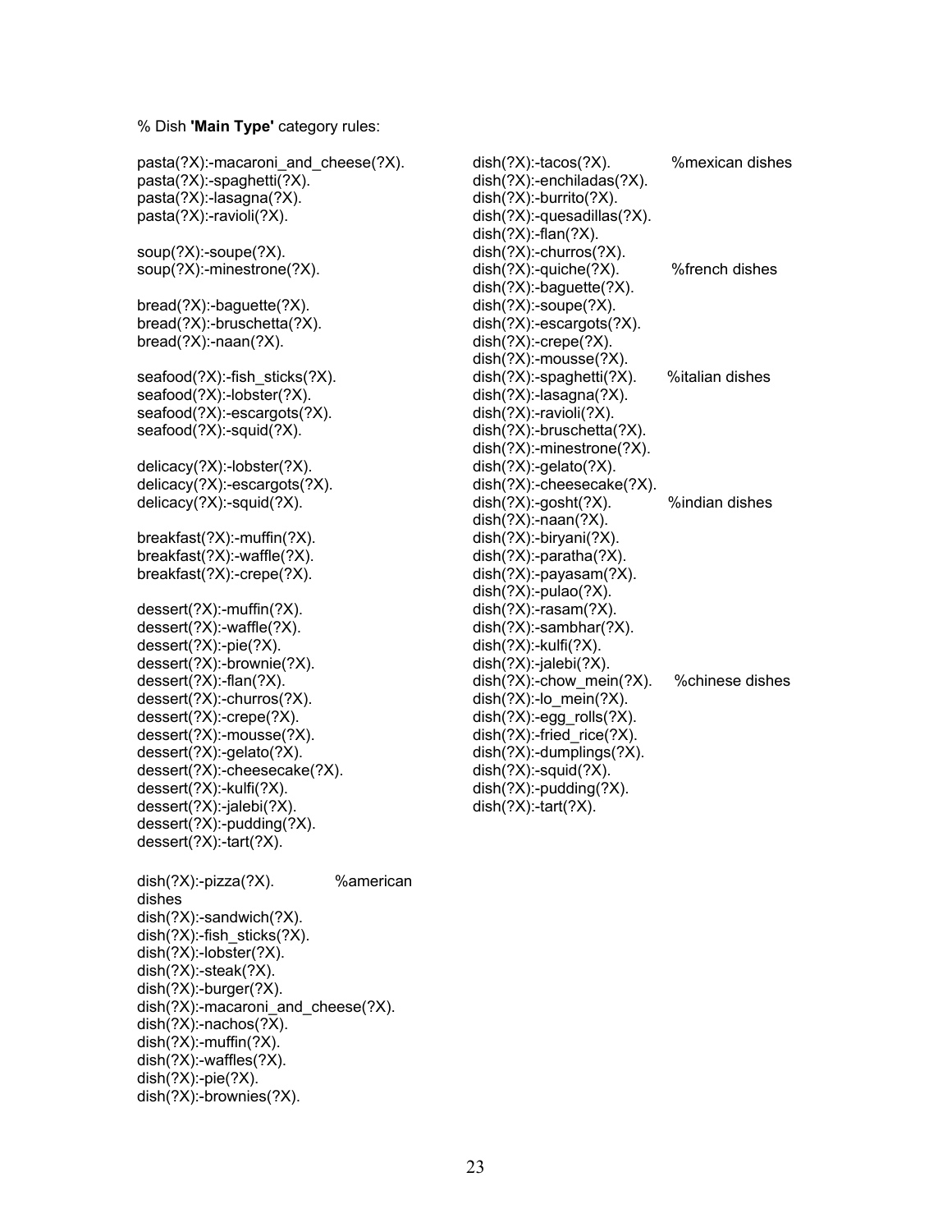% Dish **'Main Type'** category rules:

```
pasta(?X):-macaroni_and_cheese(?X).
pasta(?X):-spaghetti(?X).
pasta(?X):-lasagna(?X).
pasta(?X):-ravioli(?X).

soup(?X):-soupe(?X).
soup(?X):-minestrone(?X).

bread(?X):-baguette(?X).
bread(?X):-bruschetta(?X).
bread(?X):-naan(?X).

seafood(?X):-fish_sticks(?X).
seafood(?X):-lobster(?X).
seafood(?X):-escargots(?X).
seafood(?X):-squid(?X).

delicacy(?X):-lobster(?X).
delicacy(?X):-escargots(?X).
delicacy(?X):-squid(?X).

breakfast(?X):-muffin(?X).
breakfast(?X):-waffle(?X).
breakfast(?X):-crepe(?X).

dessert(?X):-muffin(?X).
dessert(?X):-waffle(?X).
dessert(?X):-pie(?X).
dessert(?X):-brownie(?X).
dessert(?X):-flan(?X).
dessert(?X):-churros(?X).
dessert(?X):-crepe(?X).
dessert(?X):-mousse(?X).
dessert(?X):-gelato(?X).
dessert(?X):-cheesecake(?X).
dessert(?X):-kulfi(?X).
dessert(?X):-jalebi(?X).
dessert(?X):-pudding(?X).
dessert(?X):-tart(?X).

dish(?X):-pizza(?X).            %american dishes
dish(?X):-sandwich(?X).
dish(?X):-fish_sticks(?X).
dish(?X):-lobster(?X).
dish(?X):-steak(?X).
dish(?X):-burger(?X).
dish(?X):-macaroni_and_cheese(?X).
dish(?X):-nachos(?X).
dish(?X):-muffin(?X).
dish(?X):-waffles(?X).
dish(?X):-pie(?X).
dish(?X):-brownies(?X).

dish(?X):-tacos(?X).            %mexican dishes
dish(?X):-enchiladas(?X).
dish(?X):-burrito(?X).
dish(?X):-quesadillas(?X).
dish(?X):-flan(?X).
dish(?X):-churros(?X).
dish(?X):-quiche(?X).           %french dishes
dish(?X):-baguette(?X).
dish(?X):-soupe(?X).
dish(?X):-escargots(?X).
dish(?X):-crepe(?X).
dish(?X):-mousse(?X).
dish(?X):-spaghetti(?X).        %italian dishes
dish(?X):-lasagna(?X).
dish(?X):-ravioli(?X).
dish(?X):-bruschetta(?X).
dish(?X):-minestrone(?X).
dish(?X):-gelato(?X).
dish(?X):-cheesecake(?X).
dish(?X):-gosht(?X).            %indian dishes
dish(?X):-naan(?X).
dish(?X):-biryani(?X).
dish(?X):-paratha(?X).
dish(?X):-payasam(?X).
dish(?X):-pulao(?X).
dish(?X):-rasam(?X).
dish(?X):-sambhar(?X).
dish(?X):-kulfi(?X).
dish(?X):-jalebi(?X).
dish(?X):-chow_mein(?X).        %chinese dishes
dish(?X):-lo_mein(?X).
dish(?X):-egg_rolls(?X).
dish(?X):-fried_rice(?X).
dish(?X):-dumplings(?X).
dish(?X):-squid(?X).
dish(?X):-pudding(?X).
dish(?X):-tart(?X).
```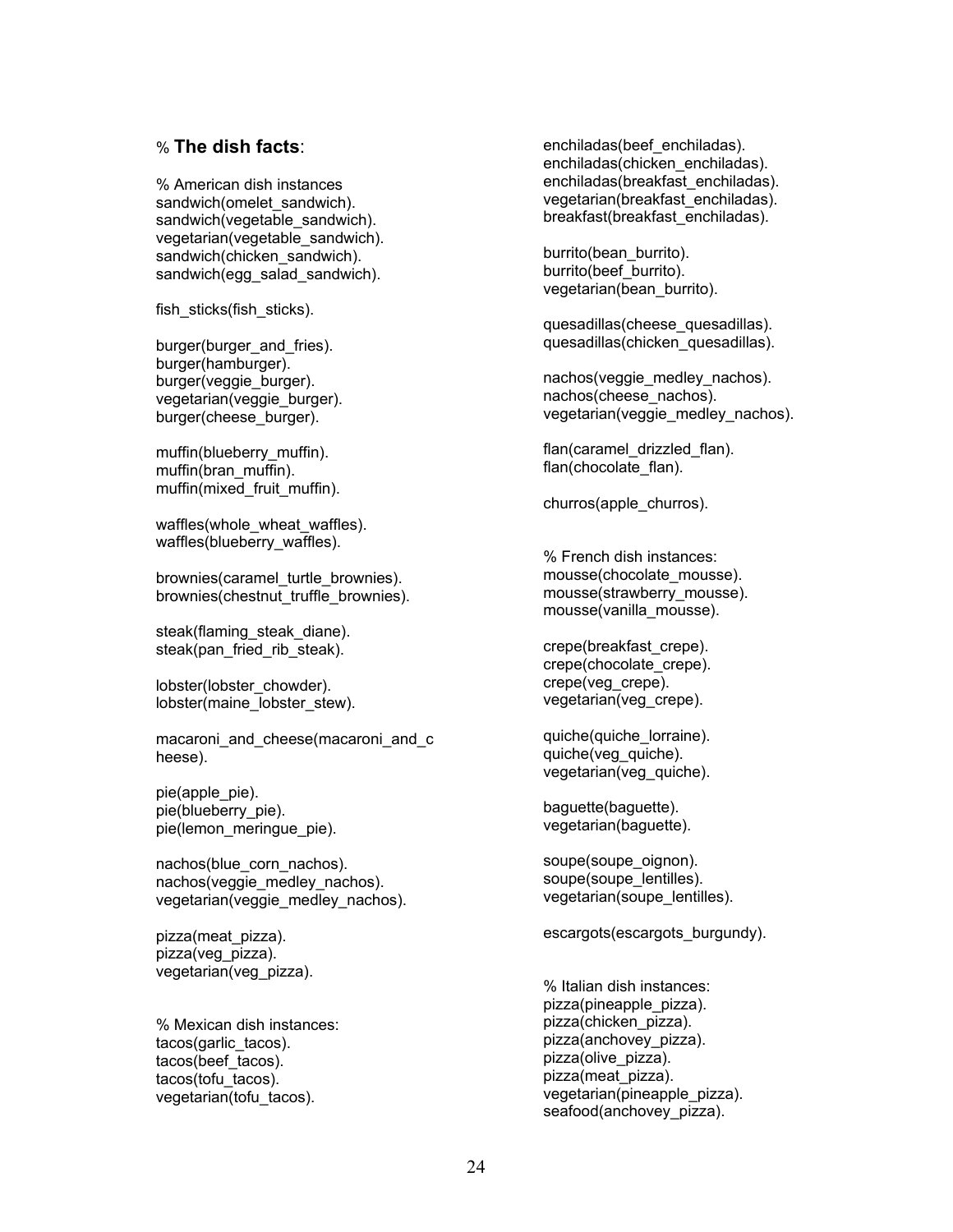% **The dish facts**:

```
% American dish instances
sandwich(omelet_sandwich).
sandwich(vegetable_sandwich).
vegetarian(vegetable_sandwich).
sandwich(chicken_sandwich).
sandwich(egg_salad_sandwich).

fish_sticks(fish_sticks).

burger(burger_and_fries).
burger(hamburger).
burger(veggie_burger).
vegetarian(veggie_burger).
burger(cheese_burger).

muffin(blueberry_muffin).
muffin(bran_muffin).
muffin(mixed_fruit_muffin).

waffles(whole_wheat_waffles).
waffles(blueberry_waffles).

brownies(caramel_turtle_brownies).
brownies(chestnut_truffle_brownies).

steak(flaming_steak_diane).
steak(pan_fried_rib_steak).

lobster(lobster_chowder).
lobster(maine_lobster_stew).

macaroni_and_cheese(macaroni_and_cheese).

pie(apple_pie).
pie(blueberry_pie).
pie(lemon_meringue_pie).

nachos(blue_corn_nachos).
nachos(veggie_medley_nachos).
vegetarian(veggie_medley_nachos).

pizza(meat_pizza).
pizza(veg_pizza).
vegetarian(veg_pizza).


% Mexican dish instances:
tacos(garlic_tacos).
tacos(beef_tacos).
tacos(tofu_tacos).
vegetarian(tofu_tacos).

enchiladas(beef_enchiladas).
enchiladas(chicken_enchiladas).
enchiladas(breakfast_enchiladas).
vegetarian(breakfast_enchiladas).
breakfast(breakfast_enchiladas).

burrito(bean_burrito).
burrito(beef_burrito).
vegetarian(bean_burrito).

quesadillas(cheese_quesadillas).
quesadillas(chicken_quesadillas).

nachos(veggie_medley_nachos).
nachos(cheese_nachos).
vegetarian(veggie_medley_nachos).

flan(caramel_drizzled_flan).
flan(chocolate_flan).

churros(apple_churros).


% French dish instances:
mousse(chocolate_mousse).
mousse(strawberry_mousse).
mousse(vanilla_mousse).

crepe(breakfast_crepe).
crepe(chocolate_crepe).
crepe(veg_crepe).
vegetarian(veg_crepe).

quiche(quiche_lorraine).
quiche(veg_quiche).
vegetarian(veg_quiche).

baguette(baguette).
vegetarian(baguette).

soupe(soupe_oignon).
soupe(soupe_lentilles).
vegetarian(soupe_lentilles).

escargots(escargots_burgundy).


% Italian dish instances:
pizza(pineapple_pizza).
pizza(chicken_pizza).
pizza(anchovey_pizza).
pizza(olive_pizza).
pizza(meat_pizza).
vegetarian(pineapple_pizza).
seafood(anchovey_pizza).
```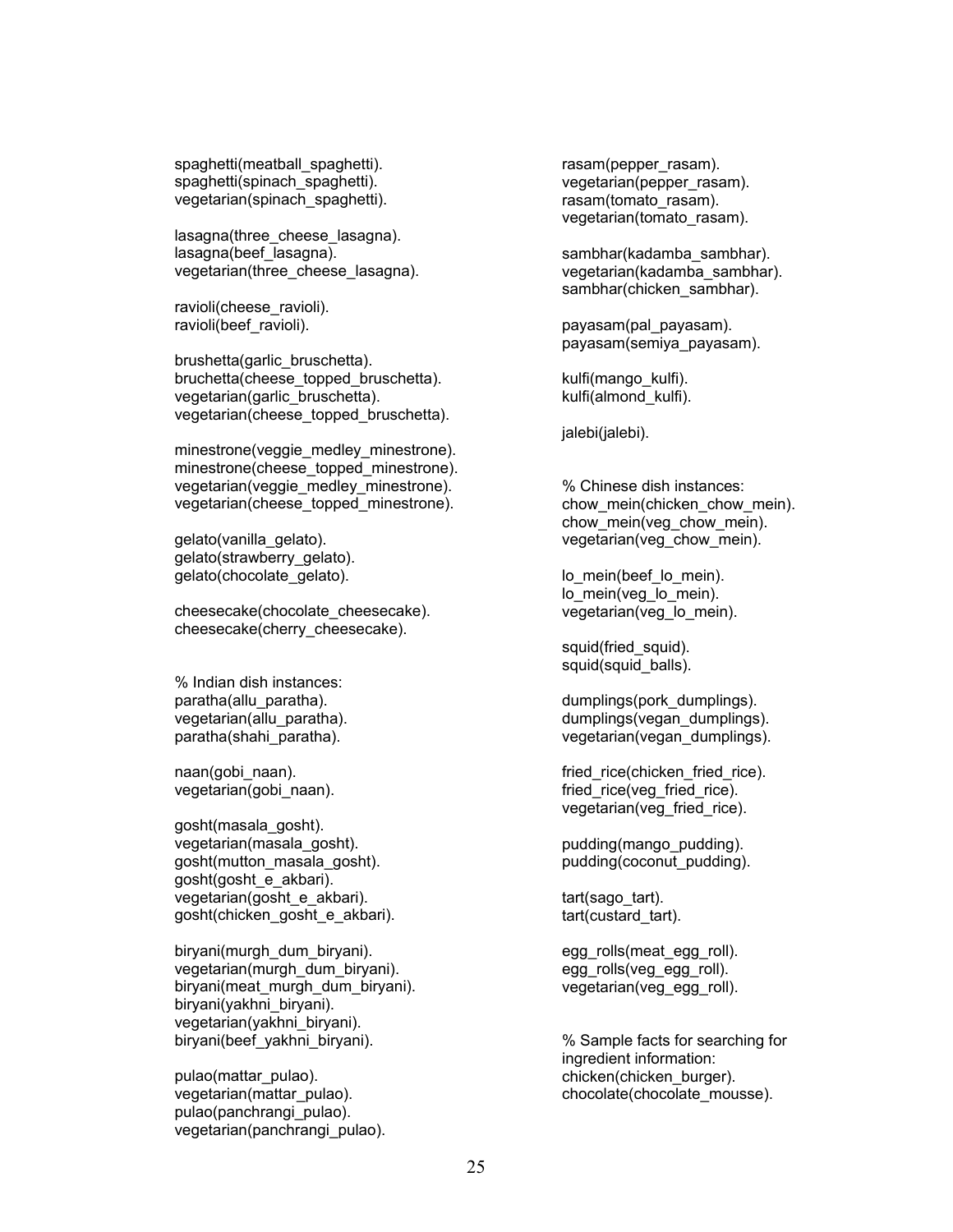```
spaghetti(meatball_spaghetti).
spaghetti(spinach_spaghetti).
vegetarian(spinach_spaghetti).

lasagna(three_cheese_lasagna).
lasagna(beef_lasagna).
vegetarian(three_cheese_lasagna).

ravioli(cheese_ravioli).
ravioli(beef_ravioli).

brushetta(garlic_bruschetta).
bruchetta(cheese_topped_bruschetta).
vegetarian(garlic_bruschetta).
vegetarian(cheese_topped_bruschetta).

minestrone(veggie_medley_minestrone).
minestrone(cheese_topped_minestrone).
vegetarian(veggie_medley_minestrone).
vegetarian(cheese_topped_minestrone).

gelato(vanilla_gelato).
gelato(strawberry_gelato).
gelato(chocolate_gelato).

cheesecake(chocolate_cheesecake).
cheesecake(cherry_cheesecake).


% Indian dish instances:
paratha(allu_paratha).
vegetarian(allu_paratha).
paratha(shahi_paratha).

naan(gobi_naan).
vegetarian(gobi_naan).

gosht(masala_gosht).
vegetarian(masala_gosht).
gosht(mutton_masala_gosht).
gosht(gosht_e_akbari).
vegetarian(gosht_e_akbari).
gosht(chicken_gosht_e_akbari).

biryani(murgh_dum_biryani).
vegetarian(murgh_dum_biryani).
biryani(meat_murgh_dum_biryani).
biryani(yakhni_biryani).
vegetarian(yakhni_biryani).
biryani(beef_yakhni_biryani).

pulao(mattar_pulao).
vegetarian(mattar_pulao).
pulao(panchrangi_pulao).
vegetarian(panchrangi_pulao).

rasam(pepper_rasam).
vegetarian(pepper_rasam).
rasam(tomato_rasam).
vegetarian(tomato_rasam).

sambhar(kadamba_sambhar).
vegetarian(kadamba_sambhar).
sambhar(chicken_sambhar).

payasam(pal_payasam).
payasam(semiya_payasam).

kulfi(mango_kulfi).
kulfi(almond_kulfi).

jalebi(jalebi).


% Chinese dish instances:
chow_mein(chicken_chow_mein).
chow_mein(veg_chow_mein).
vegetarian(veg_chow_mein).

lo_mein(beef_lo_mein).
lo_mein(veg_lo_mein).
vegetarian(veg_lo_mein).

squid(fried_squid).
squid(squid_balls).

dumplings(pork_dumplings).
dumplings(vegan_dumplings).
vegetarian(vegan_dumplings).

fried_rice(chicken_fried_rice).
fried_rice(veg_fried_rice).
vegetarian(veg_fried_rice).

pudding(mango_pudding).
pudding(coconut_pudding).

tart(sago_tart).
tart(custard_tart).

egg_rolls(meat_egg_roll).
egg_rolls(veg_egg_roll).
vegetarian(veg_egg_roll).


% Sample facts for searching for
ingredient information:
chicken(chicken_burger).
chocolate(chocolate_mousse).
```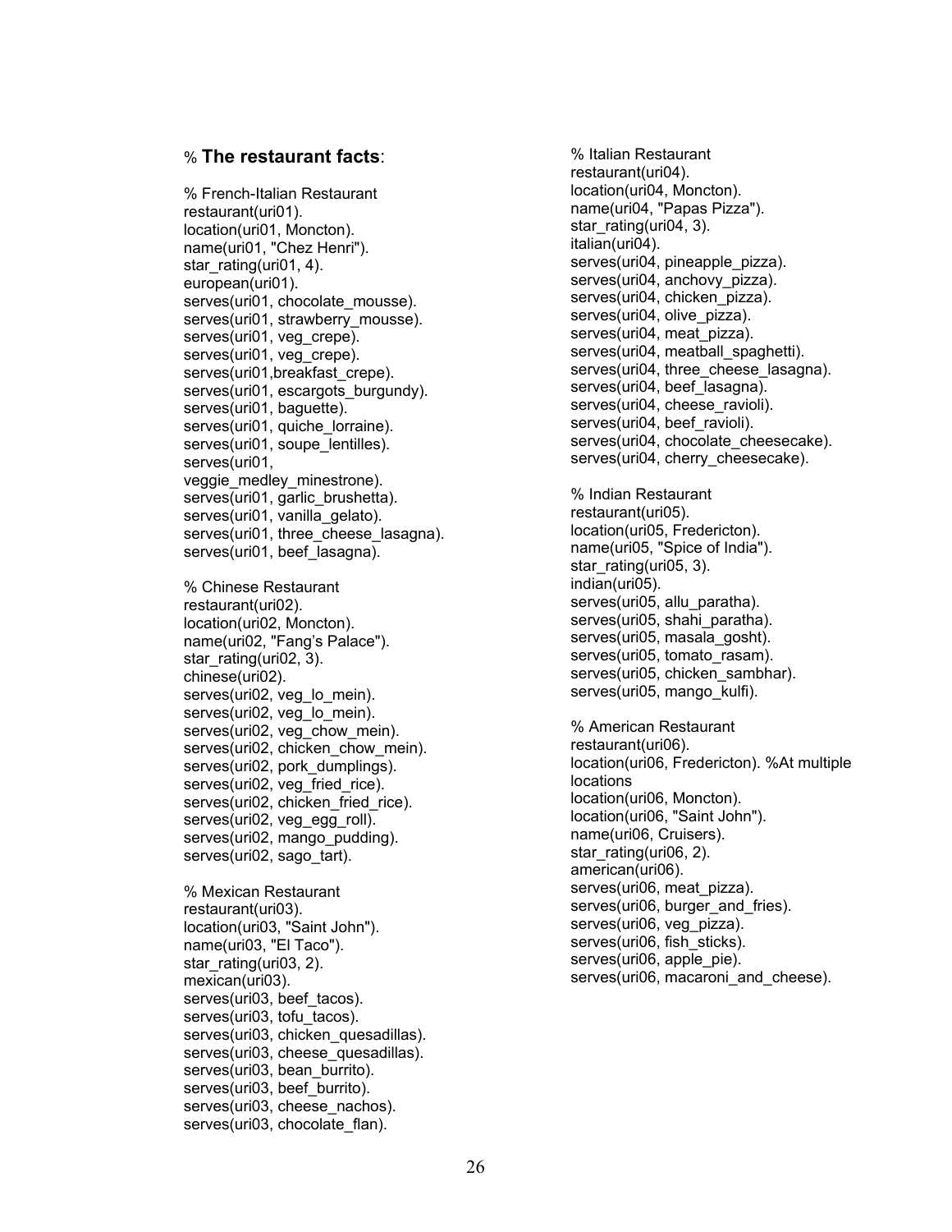% **The restaurant facts**:

```
% French-Italian Restaurant
restaurant(uri01).
location(uri01, Moncton).
name(uri01, "Chez Henri").
star_rating(uri01, 4).
european(uri01).
serves(uri01, chocolate_mousse).
serves(uri01, strawberry_mousse).
serves(uri01, veg_crepe).
serves(uri01, veg_crepe).
serves(uri01,breakfast_crepe).
serves(uri01, escargots_burgundy).
serves(uri01, baguette).
serves(uri01, quiche_lorraine).
serves(uri01, soupe_lentilles).
serves(uri01,
veggie_medley_minestrone).
serves(uri01, garlic_brushetta).
serves(uri01, vanilla_gelato).
serves(uri01, three_cheese_lasagna).
serves(uri01, beef_lasagna).

% Chinese Restaurant
restaurant(uri02).
location(uri02, Moncton).
name(uri02, "Fang's Palace").
star_rating(uri02, 3).
chinese(uri02).
serves(uri02, veg_lo_mein).
serves(uri02, veg_lo_mein).
serves(uri02, veg_chow_mein).
serves(uri02, chicken_chow_mein).
serves(uri02, pork_dumplings).
serves(uri02, veg_fried_rice).
serves(uri02, chicken_fried_rice).
serves(uri02, veg_egg_roll).
serves(uri02, mango_pudding).
serves(uri02, sago_tart).

% Mexican Restaurant
restaurant(uri03).
location(uri03, "Saint John").
name(uri03, "El Taco").
star_rating(uri03, 2).
mexican(uri03).
serves(uri03, beef_tacos).
serves(uri03, tofu_tacos).
serves(uri03, chicken_quesadillas).
serves(uri03, cheese_quesadillas).
serves(uri03, bean_burrito).
serves(uri03, beef_burrito).
serves(uri03, cheese_nachos).
serves(uri03, chocolate_flan).

% Italian Restaurant
restaurant(uri04).
location(uri04, Moncton).
name(uri04, "Papas Pizza").
star_rating(uri04, 3).
italian(uri04).
serves(uri04, pineapple_pizza).
serves(uri04, anchovy_pizza).
serves(uri04, chicken_pizza).
serves(uri04, olive_pizza).
serves(uri04, meat_pizza).
serves(uri04, meatball_spaghetti).
serves(uri04, three_cheese_lasagna).
serves(uri04, beef_lasagna).
serves(uri04, cheese_ravioli).
serves(uri04, beef_ravioli).
serves(uri04, chocolate_cheesecake).
serves(uri04, cherry_cheesecake).

% Indian Restaurant
restaurant(uri05).
location(uri05, Fredericton).
name(uri05, "Spice of India").
star_rating(uri05, 3).
indian(uri05).
serves(uri05, allu_paratha).
serves(uri05, shahi_paratha).
serves(uri05, masala_gosht).
serves(uri05, tomato_rasam).
serves(uri05, chicken_sambhar).
serves(uri05, mango_kulfi).

% American Restaurant
restaurant(uri06).
location(uri06, Fredericton). %At multiple
locations
location(uri06, Moncton).
location(uri06, "Saint John").
name(uri06, Cruisers).
star_rating(uri06, 2).
american(uri06).
serves(uri06, meat_pizza).
serves(uri06, burger_and_fries).
serves(uri06, veg_pizza).
serves(uri06, fish_sticks).
serves(uri06, apple_pie).
serves(uri06, macaroni_and_cheese).
```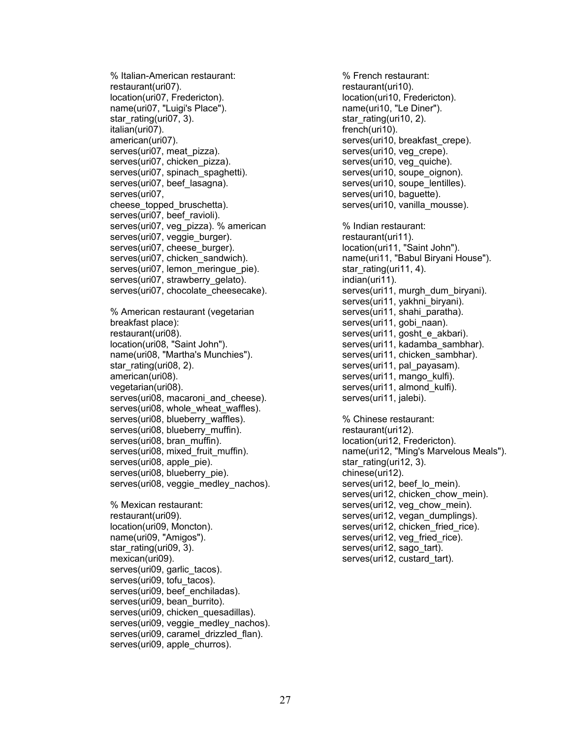```
% Italian-American restaurant:
restaurant(uri07).
location(uri07, Fredericton).
name(uri07, "Luigi's Place").
star_rating(uri07, 3).
italian(uri07).
american(uri07).
serves(uri07, meat_pizza).
serves(uri07, chicken_pizza).
serves(uri07, spinach_spaghetti).
serves(uri07, beef_lasagna).
serves(uri07,
cheese_topped_bruschetta).
serves(uri07, beef_ravioli).
serves(uri07, veg_pizza). % american
serves(uri07, veggie_burger).
serves(uri07, cheese_burger).
serves(uri07, chicken_sandwich).
serves(uri07, lemon_meringue_pie).
serves(uri07, strawberry_gelato).
serves(uri07, chocolate_cheesecake).

% American restaurant (vegetarian
breakfast place):
restaurant(uri08).
location(uri08, "Saint John").
name(uri08, "Martha's Munchies").
star_rating(uri08, 2).
american(uri08).
vegetarian(uri08).
serves(uri08, macaroni_and_cheese).
serves(uri08, whole_wheat_waffles).
serves(uri08, blueberry_waffles).
serves(uri08, blueberry_muffin).
serves(uri08, bran_muffin).
serves(uri08, mixed_fruit_muffin).
serves(uri08, apple_pie).
serves(uri08, blueberry_pie).
serves(uri08, veggie_medley_nachos).

% Mexican restaurant:
restaurant(uri09).
location(uri09, Moncton).
name(uri09, "Amigos").
star_rating(uri09, 3).
mexican(uri09).
serves(uri09, garlic_tacos).
serves(uri09, tofu_tacos).
serves(uri09, beef_enchiladas).
serves(uri09, bean_burrito).
serves(uri09, chicken_quesadillas).
serves(uri09, veggie_medley_nachos).
serves(uri09, caramel_drizzled_flan).
serves(uri09, apple_churros).

% French restaurant:
restaurant(uri10).
location(uri10, Fredericton).
name(uri10, "Le Diner").
star_rating(uri10, 2).
french(uri10).
serves(uri10, breakfast_crepe).
serves(uri10, veg_crepe).
serves(uri10, veg_quiche).
serves(uri10, soupe_oignon).
serves(uri10, soupe_lentilles).
serves(uri10, baguette).
serves(uri10, vanilla_mousse).

% Indian restaurant:
restaurant(uri11).
location(uri11, "Saint John").
name(uri11, "Babul Biryani House").
star_rating(uri11, 4).
indian(uri11).
serves(uri11, murgh_dum_biryani).
serves(uri11, yakhni_biryani).
serves(uri11, shahi_paratha).
serves(uri11, gobi_naan).
serves(uri11, gosht_e_akbari).
serves(uri11, kadamba_sambhar).
serves(uri11, chicken_sambhar).
serves(uri11, pal_payasam).
serves(uri11, mango_kulfi).
serves(uri11, almond_kulfi).
serves(uri11, jalebi).

% Chinese restaurant:
restaurant(uri12).
location(uri12, Fredericton).
name(uri12, "Ming's Marvelous Meals").
star_rating(uri12, 3).
chinese(uri12).
serves(uri12, beef_lo_mein).
serves(uri12, chicken_chow_mein).
serves(uri12, veg_chow_mein).
serves(uri12, vegan_dumplings).
serves(uri12, chicken_fried_rice).
serves(uri12, veg_fried_rice).
serves(uri12, sago_tart).
serves(uri12, custard_tart).
```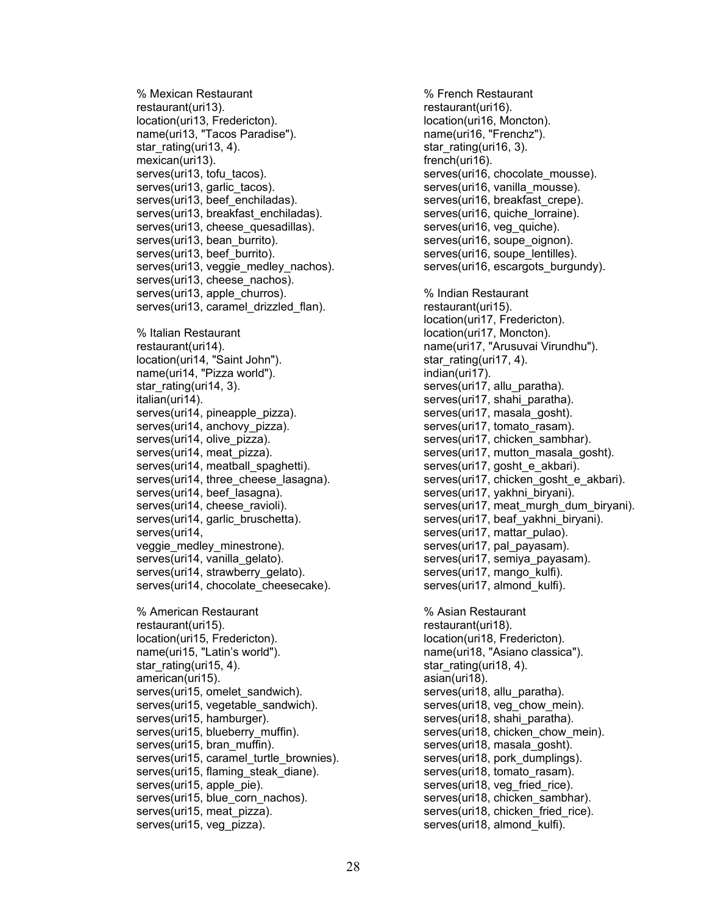```
% Mexican Restaurant
restaurant(uri13).
location(uri13, Fredericton).
name(uri13, "Tacos Paradise").
star_rating(uri13, 4).
mexican(uri13).
serves(uri13, tofu_tacos).
serves(uri13, garlic_tacos).
serves(uri13, beef_enchiladas).
serves(uri13, breakfast_enchiladas).
serves(uri13, cheese_quesadillas).
serves(uri13, bean_burrito).
serves(uri13, beef_burrito).
serves(uri13, veggie_medley_nachos).
serves(uri13, cheese_nachos).
serves(uri13, apple_churros).
serves(uri13, caramel_drizzled_flan).

% Italian Restaurant
restaurant(uri14).
location(uri14, "Saint John").
name(uri14, "Pizza world").
star_rating(uri14, 3).
italian(uri14).
serves(uri14, pineapple_pizza).
serves(uri14, anchovy_pizza).
serves(uri14, olive_pizza).
serves(uri14, meat_pizza).
serves(uri14, meatball_spaghetti).
serves(uri14, three_cheese_lasagna).
serves(uri14, beef_lasagna).
serves(uri14, cheese_ravioli).
serves(uri14, garlic_bruschetta).
serves(uri14,
veggie_medley_minestrone).
serves(uri14, vanilla_gelato).
serves(uri14, strawberry_gelato).
serves(uri14, chocolate_cheesecake).

% American Restaurant
restaurant(uri15).
location(uri15, Fredericton).
name(uri15, "Latin's world").
star_rating(uri15, 4).
american(uri15).
serves(uri15, omelet_sandwich).
serves(uri15, vegetable_sandwich).
serves(uri15, hamburger).
serves(uri15, blueberry_muffin).
serves(uri15, bran_muffin).
serves(uri15, caramel_turtle_brownies).
serves(uri15, flaming_steak_diane).
serves(uri15, apple_pie).
serves(uri15, blue_corn_nachos).
serves(uri15, meat_pizza).
serves(uri15, veg_pizza).

% French Restaurant
restaurant(uri16).
location(uri16, Moncton).
name(uri16, "Frenchz").
star_rating(uri16, 3).
french(uri16).
serves(uri16, chocolate_mousse).
serves(uri16, vanilla_mousse).
serves(uri16, breakfast_crepe).
serves(uri16, quiche_lorraine).
serves(uri16, veg_quiche).
serves(uri16, soupe_oignon).
serves(uri16, soupe_lentilles).
serves(uri16, escargots_burgundy).

% Indian Restaurant
restaurant(uri15).
location(uri17, Fredericton).
location(uri17, Moncton).
name(uri17, "Arusuvai Virundhu").
star_rating(uri17, 4).
indian(uri17).
serves(uri17, allu_paratha).
serves(uri17, shahi_paratha).
serves(uri17, masala_gosht).
serves(uri17, tomato_rasam).
serves(uri17, chicken_sambhar).
serves(uri17, mutton_masala_gosht).
serves(uri17, gosht_e_akbari).
serves(uri17, chicken_gosht_e_akbari).
serves(uri17, yakhni_biryani).
serves(uri17, meat_murgh_dum_biryani).
serves(uri17, beaf_yakhni_biryani).
serves(uri17, mattar_pulao).
serves(uri17, pal_payasam).
serves(uri17, semiya_payasam).
serves(uri17, mango_kulfi).
serves(uri17, almond_kulfi).

% Asian Restaurant
restaurant(uri18).
location(uri18, Fredericton).
name(uri18, "Asiano classica").
star_rating(uri18, 4).
asian(uri18).
serves(uri18, allu_paratha).
serves(uri18, veg_chow_mein).
serves(uri18, shahi_paratha).
serves(uri18, chicken_chow_mein).
serves(uri18, masala_gosht).
serves(uri18, pork_dumplings).
serves(uri18, tomato_rasam).
serves(uri18, veg_fried_rice).
serves(uri18, chicken_sambhar).
serves(uri18, chicken_fried_rice).
serves(uri18, almond_kulfi).
```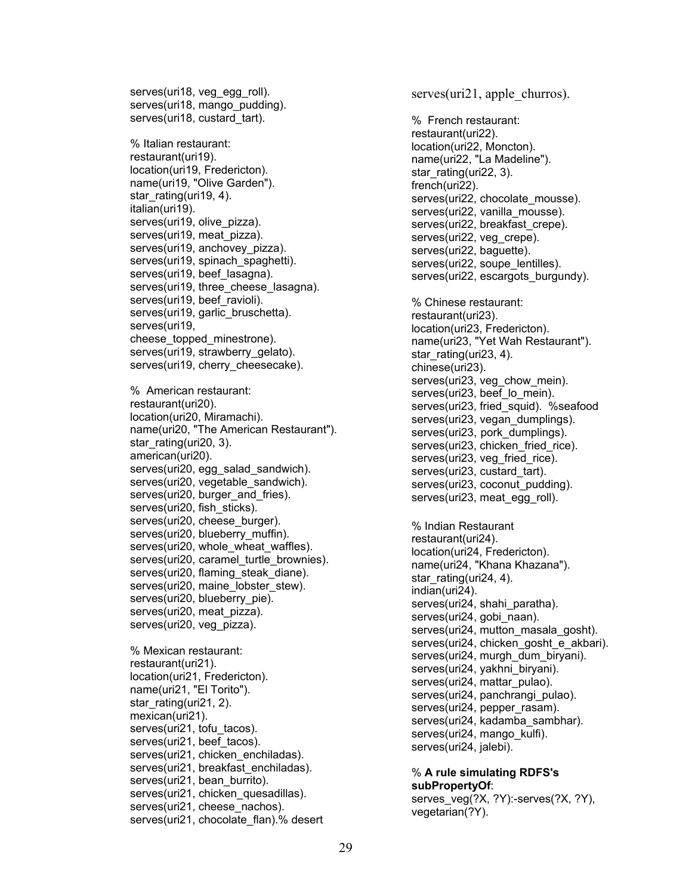```
serves(uri18, veg_egg_roll).
serves(uri18, mango_pudding).
serves(uri18, custard_tart).

% Italian restaurant:
restaurant(uri19).
location(uri19, Fredericton).
name(uri19, "Olive Garden").
star_rating(uri19, 4).
italian(uri19).
serves(uri19, olive_pizza).
serves(uri19, meat_pizza).
serves(uri19, anchovey_pizza).
serves(uri19, spinach_spaghetti).
serves(uri19, beef_lasagna).
serves(uri19, three_cheese_lasagna).
serves(uri19, beef_ravioli).
serves(uri19, garlic_bruschetta).
serves(uri19,
cheese_topped_minestrone).
serves(uri19, strawberry_gelato).
serves(uri19, cherry_cheesecake).

%  American restaurant:
restaurant(uri20).
location(uri20, Miramachi).
name(uri20, "The American Restaurant").
star_rating(uri20, 3).
american(uri20).
serves(uri20, egg_salad_sandwich).
serves(uri20, vegetable_sandwich).
serves(uri20, burger_and_fries).
serves(uri20, fish_sticks).
serves(uri20, cheese_burger).
serves(uri20, blueberry_muffin).
serves(uri20, whole_wheat_waffles).
serves(uri20, caramel_turtle_brownies).
serves(uri20, flaming_steak_diane).
serves(uri20, maine_lobster_stew).
serves(uri20, blueberry_pie).
serves(uri20, meat_pizza).
serves(uri20, veg_pizza).

% Mexican restaurant:
restaurant(uri21).
location(uri21, Fredericton).
name(uri21, "El Torito").
star_rating(uri21, 2).
mexican(uri21).
serves(uri21, tofu_tacos).
serves(uri21, beef_tacos).
serves(uri21, chicken_enchiladas).
serves(uri21, breakfast_enchiladas).
serves(uri21, bean_burrito).
serves(uri21, chicken_quesadillas).
serves(uri21, cheese_nachos).
serves(uri21, chocolate_flan).% desert
serves(uri21, apple_churros).

%  French restaurant:
restaurant(uri22).
location(uri22, Moncton).
name(uri22, "La Madeline").
star_rating(uri22, 3).
french(uri22).
serves(uri22, chocolate_mousse).
serves(uri22, vanilla_mousse).
serves(uri22, breakfast_crepe).
serves(uri22, veg_crepe).
serves(uri22, baguette).
serves(uri22, soupe_lentilles).
serves(uri22, escargots_burgundy).

% Chinese restaurant:
restaurant(uri23).
location(uri23, Fredericton).
name(uri23, "Yet Wah Restaurant").
star_rating(uri23, 4).
chinese(uri23).
serves(uri23, veg_chow_mein).
serves(uri23, beef_lo_mein).
serves(uri23, fried_squid).  %seafood
serves(uri23, vegan_dumplings).
serves(uri23, pork_dumplings).
serves(uri23, chicken_fried_rice).
serves(uri23, veg_fried_rice).
serves(uri23, custard_tart).
serves(uri23, coconut_pudding).
serves(uri23, meat_egg_roll).

% Indian Restaurant
restaurant(uri24).
location(uri24, Fredericton).
name(uri24, "Khana Khazana").
star_rating(uri24, 4).
indian(uri24).
serves(uri24, shahi_paratha).
serves(uri24, gobi_naan).
serves(uri24, mutton_masala_gosht).
serves(uri24, chicken_gosht_e_akbari).
serves(uri24, murgh_dum_biryani).
serves(uri24, yakhni_biryani).
serves(uri24, mattar_pulao).
serves(uri24, panchrangi_pulao).
serves(uri24, pepper_rasam).
serves(uri24, kadamba_sambhar).
serves(uri24, mango_kulfi).
serves(uri24, jalebi).

% A rule simulating RDFS's subPropertyOf:
serves_veg(?X, ?Y):-serves(?X, ?Y),
vegetarian(?Y).
```